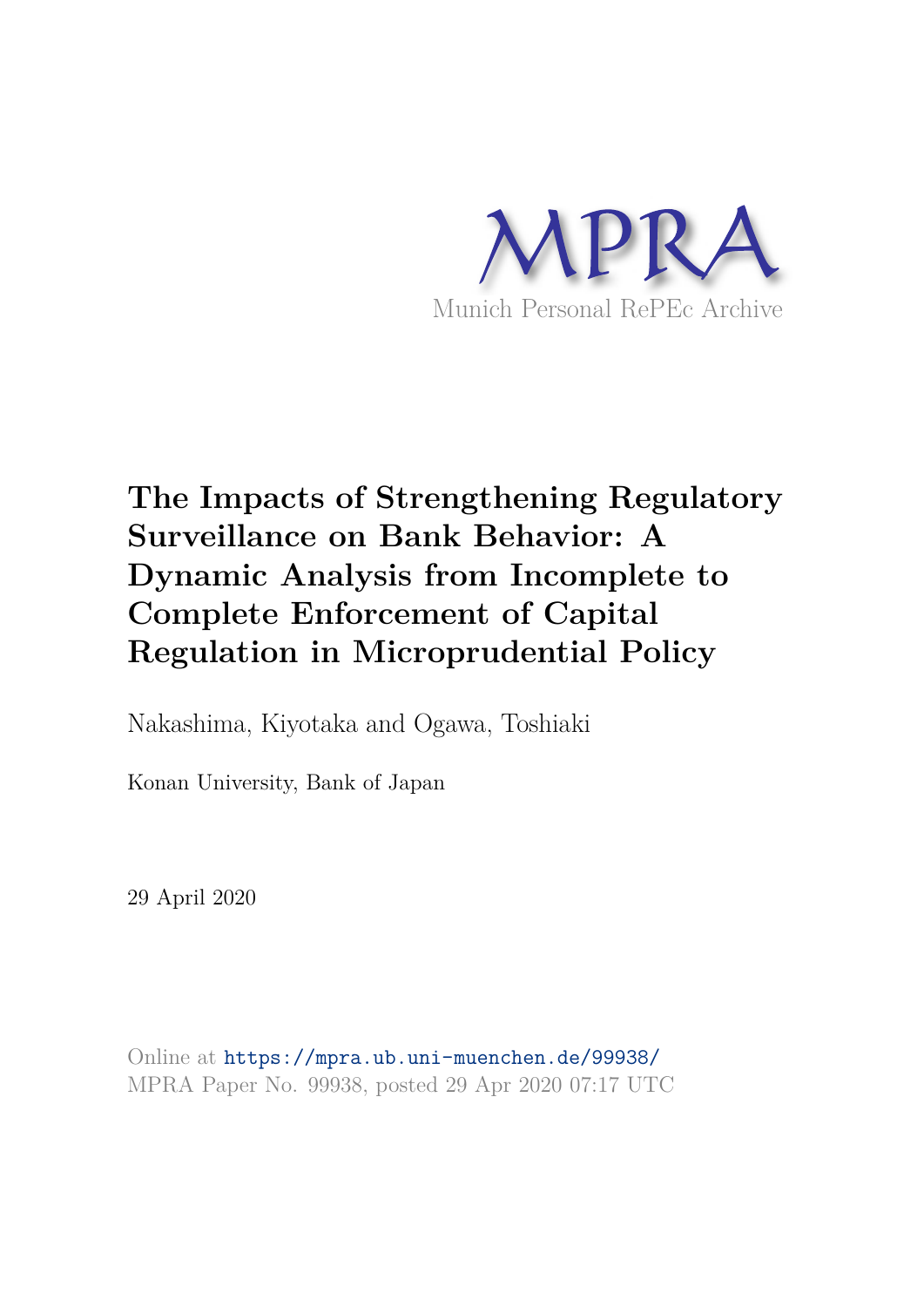MPRA

Munich Personal RePEc Archive

# The Impacts of Strengthening Regulatory Surveillance on Bank Behavior: A Dynamic Analysis from Incomplete to Complete Enforcement of Capital Regulation in Microprudential Policy

Nakashima, Kiyotaka and Ogawa, Toshiaki

Konan University, Bank of Japan

29 April 2020

Online at https://mpra.ub.uni-muenchen.de/99938/
MPRA Paper No. 99938, posted 29 Apr 2020 07:17 UTC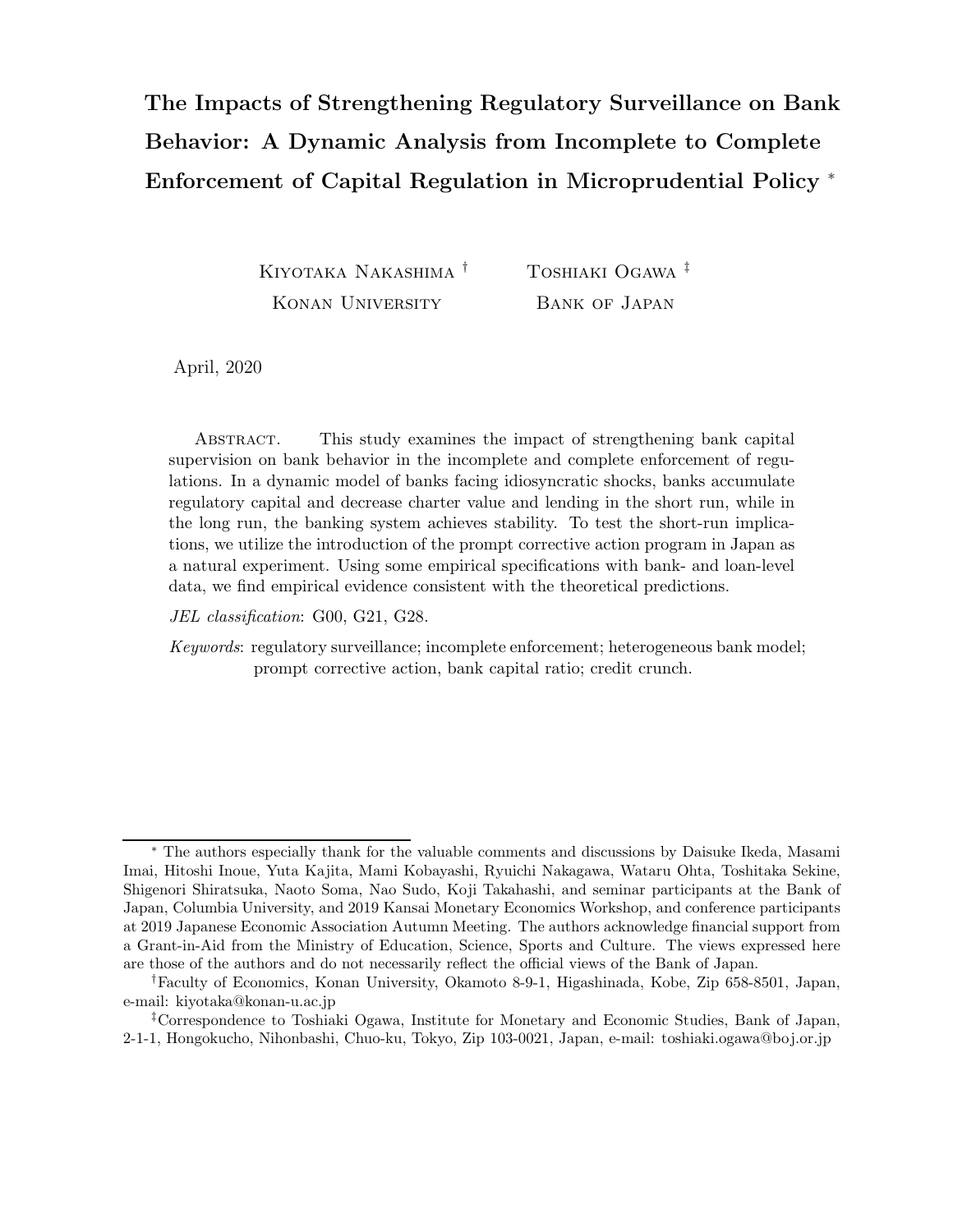# The Impacts of Strengthening Regulatory Surveillance on Bank Behavior: A Dynamic Analysis from Incomplete to Complete Enforcement of Capital Regulation in Microprudential Policy *

Kiyotaka Nakashima † — Konan University

Toshiaki Ogawa ‡ — Bank of Japan

April, 2020

Abstract. This study examines the impact of strengthening bank capital supervision on bank behavior in the incomplete and complete enforcement of regulations. In a dynamic model of banks facing idiosyncratic shocks, banks accumulate regulatory capital and decrease charter value and lending in the short run, while in the long run, the banking system achieves stability. To test the short-run implications, we utilize the introduction of the prompt corrective action program in Japan as a natural experiment. Using some empirical specifications with bank- and loan-level data, we find empirical evidence consistent with the theoretical predictions.

*JEL classification*: G00, G21, G28.

*Keywords*: regulatory surveillance; incomplete enforcement; heterogeneous bank model; prompt corrective action, bank capital ratio; credit crunch.

---

* The authors especially thank for the valuable comments and discussions by Daisuke Ikeda, Masami Imai, Hitoshi Inoue, Yuta Kajita, Mami Kobayashi, Ryuichi Nakagawa, Wataru Ohta, Toshitaka Sekine, Shigenori Shiratsuka, Naoto Soma, Nao Sudo, Koji Takahashi, and seminar participants at the Bank of Japan, Columbia University, and 2019 Kansai Monetary Economics Workshop, and conference participants at 2019 Japanese Economic Association Autumn Meeting. The authors acknowledge financial support from a Grant-in-Aid from the Ministry of Education, Science, Sports and Culture. The views expressed here are those of the authors and do not necessarily reflect the official views of the Bank of Japan.

†Faculty of Economics, Konan University, Okamoto 8-9-1, Higashinada, Kobe, Zip 658-8501, Japan, e-mail: kiyotaka@konan-u.ac.jp

‡Correspondence to Toshiaki Ogawa, Institute for Monetary and Economic Studies, Bank of Japan, 2-1-1, Hongokucho, Nihonbashi, Chuo-ku, Tokyo, Zip 103-0021, Japan, e-mail: toshiaki.ogawa@boj.or.jp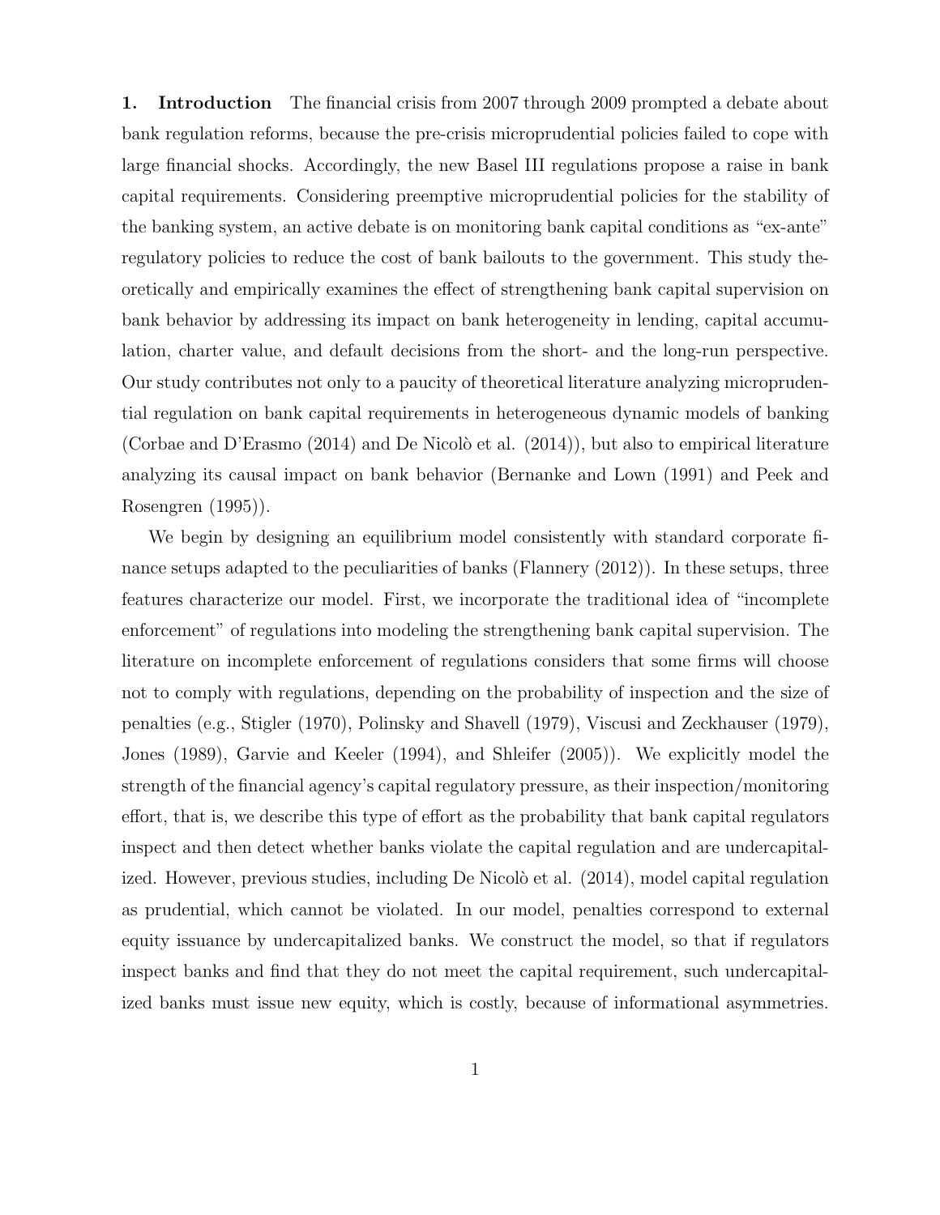**1. Introduction** The financial crisis from 2007 through 2009 prompted a debate about bank regulation reforms, because the pre-crisis microprudential policies failed to cope with large financial shocks. Accordingly, the new Basel III regulations propose a raise in bank capital requirements. Considering preemptive microprudential policies for the stability of the banking system, an active debate is on monitoring bank capital conditions as "ex-ante" regulatory policies to reduce the cost of bank bailouts to the government. This study theoretically and empirically examines the effect of strengthening bank capital supervision on bank behavior by addressing its impact on bank heterogeneity in lending, capital accumulation, charter value, and default decisions from the short- and the long-run perspective. Our study contributes not only to a paucity of theoretical literature analyzing microprudential regulation on bank capital requirements in heterogeneous dynamic models of banking (Corbae and D'Erasmo (2014) and De Nicolò et al. (2014)), but also to empirical literature analyzing its causal impact on bank behavior (Bernanke and Lown (1991) and Peek and Rosengren (1995)).

We begin by designing an equilibrium model consistently with standard corporate finance setups adapted to the peculiarities of banks (Flannery (2012)). In these setups, three features characterize our model. First, we incorporate the traditional idea of "incomplete enforcement" of regulations into modeling the strengthening bank capital supervision. The literature on incomplete enforcement of regulations considers that some firms will choose not to comply with regulations, depending on the probability of inspection and the size of penalties (e.g., Stigler (1970), Polinsky and Shavell (1979), Viscusi and Zeckhauser (1979), Jones (1989), Garvie and Keeler (1994), and Shleifer (2005)). We explicitly model the strength of the financial agency's capital regulatory pressure, as their inspection/monitoring effort, that is, we describe this type of effort as the probability that bank capital regulators inspect and then detect whether banks violate the capital regulation and are undercapitalized. However, previous studies, including De Nicolò et al. (2014), model capital regulation as prudential, which cannot be violated. In our model, penalties correspond to external equity issuance by undercapitalized banks. We construct the model, so that if regulators inspect banks and find that they do not meet the capital requirement, such undercapitalized banks must issue new equity, which is costly, because of informational asymmetries.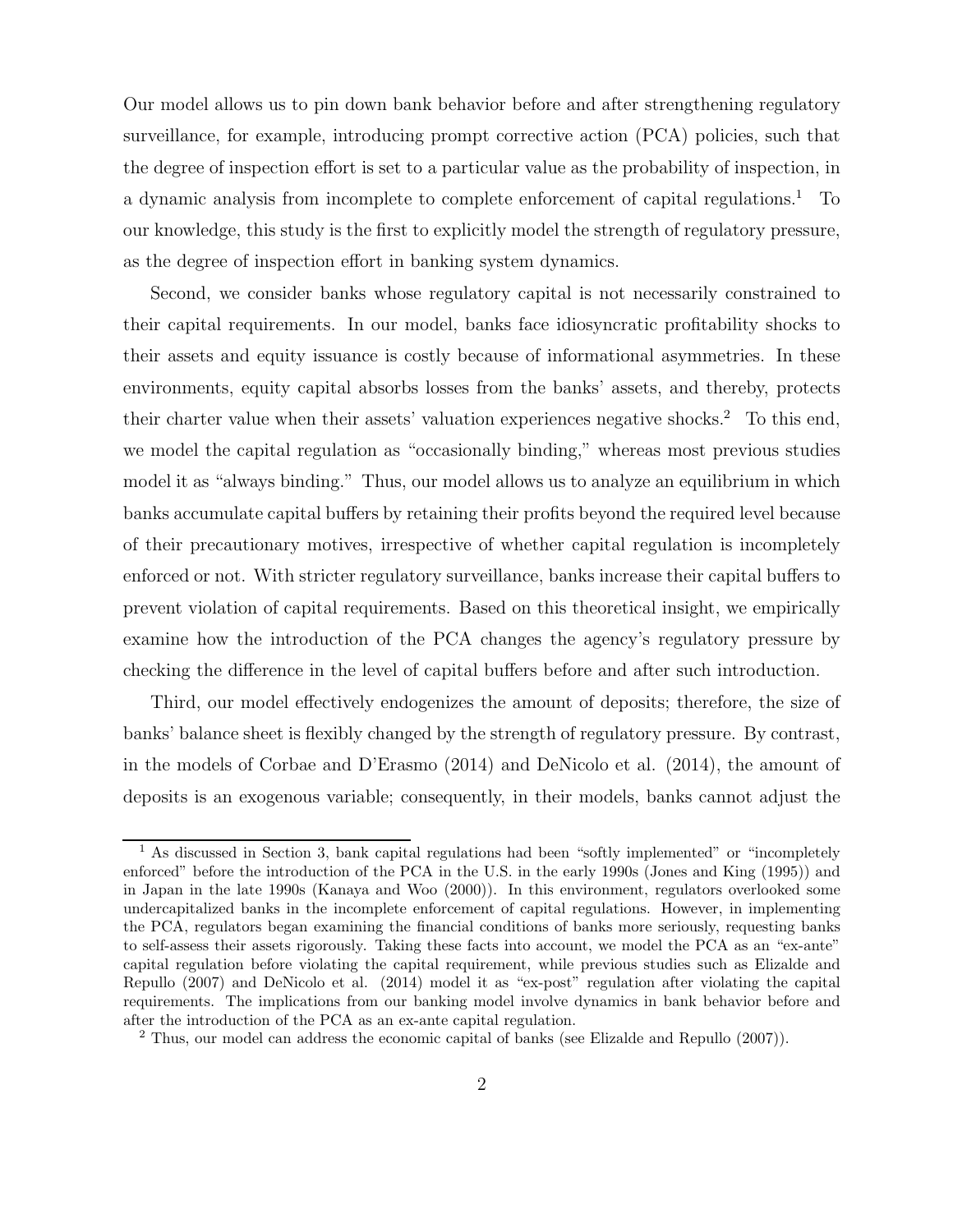Our model allows us to pin down bank behavior before and after strengthening regulatory surveillance, for example, introducing prompt corrective action (PCA) policies, such that the degree of inspection effort is set to a particular value as the probability of inspection, in a dynamic analysis from incomplete to complete enforcement of capital regulations.[1] To our knowledge, this study is the first to explicitly model the strength of regulatory pressure, as the degree of inspection effort in banking system dynamics.

Second, we consider banks whose regulatory capital is not necessarily constrained to their capital requirements. In our model, banks face idiosyncratic profitability shocks to their assets and equity issuance is costly because of informational asymmetries. In these environments, equity capital absorbs losses from the banks' assets, and thereby, protects their charter value when their assets' valuation experiences negative shocks.[2] To this end, we model the capital regulation as "occasionally binding," whereas most previous studies model it as "always binding." Thus, our model allows us to analyze an equilibrium in which banks accumulate capital buffers by retaining their profits beyond the required level because of their precautionary motives, irrespective of whether capital regulation is incompletely enforced or not. With stricter regulatory surveillance, banks increase their capital buffers to prevent violation of capital requirements. Based on this theoretical insight, we empirically examine how the introduction of the PCA changes the agency's regulatory pressure by checking the difference in the level of capital buffers before and after such introduction.

Third, our model effectively endogenizes the amount of deposits; therefore, the size of banks' balance sheet is flexibly changed by the strength of regulatory pressure. By contrast, in the models of Corbae and D'Erasmo (2014) and DeNicolo et al. (2014), the amount of deposits is an exogenous variable; consequently, in their models, banks cannot adjust the

[1] As discussed in Section 3, bank capital regulations had been "softly implemented" or "incompletely enforced" before the introduction of the PCA in the U.S. in the early 1990s (Jones and King (1995)) and in Japan in the late 1990s (Kanaya and Woo (2000)). In this environment, regulators overlooked some undercapitalized banks in the incomplete enforcement of capital regulations. However, in implementing the PCA, regulators began examining the financial conditions of banks more seriously, requesting banks to self-assess their assets rigorously. Taking these facts into account, we model the PCA as an "ex-ante" capital regulation before violating the capital requirement, while previous studies such as Elizalde and Repullo (2007) and DeNicolo et al. (2014) model it as "ex-post" regulation after violating the capital requirements. The implications from our banking model involve dynamics in bank behavior before and after the introduction of the PCA as an ex-ante capital regulation.

[2] Thus, our model can address the economic capital of banks (see Elizalde and Repullo (2007)).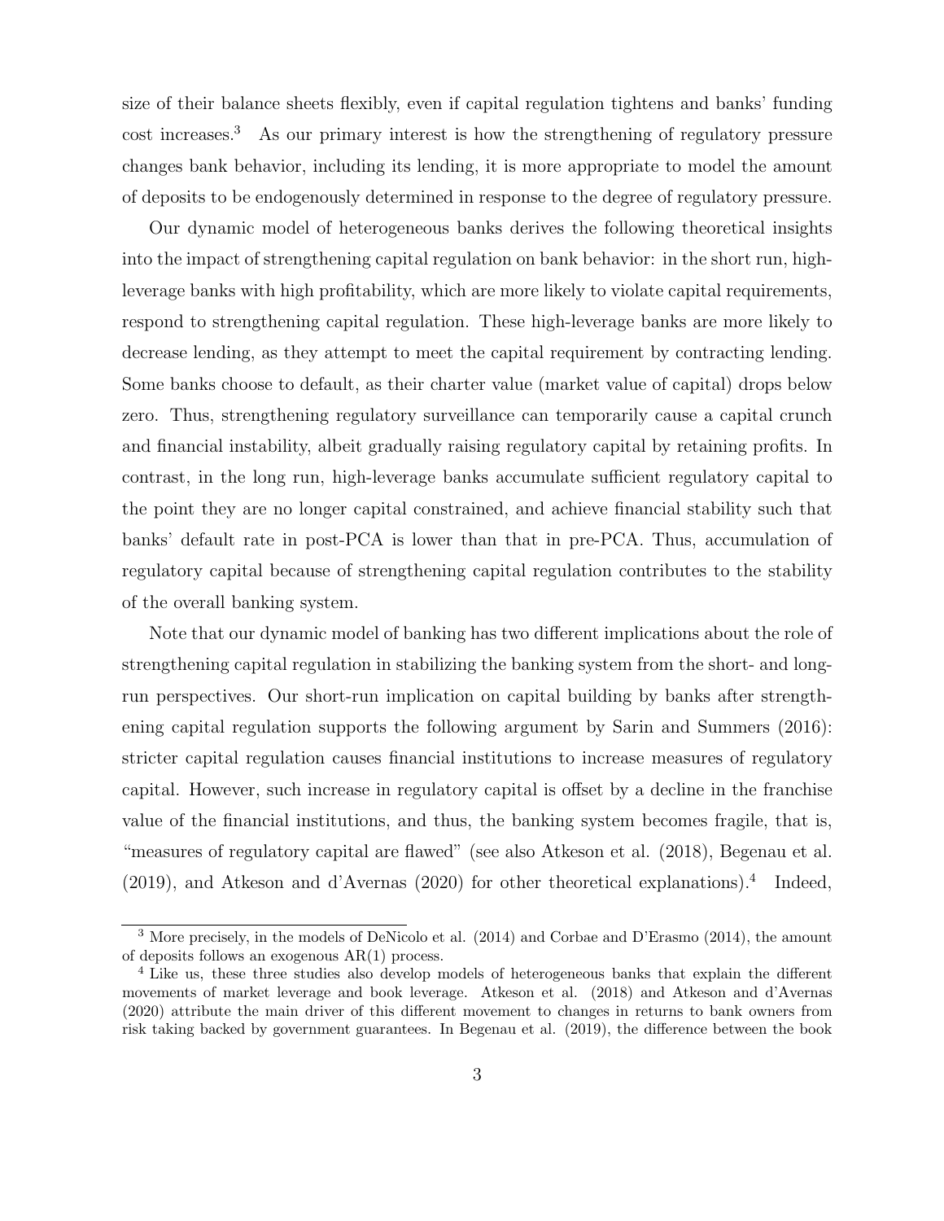size of their balance sheets flexibly, even if capital regulation tightens and banks' funding cost increases.[3] As our primary interest is how the strengthening of regulatory pressure changes bank behavior, including its lending, it is more appropriate to model the amount of deposits to be endogenously determined in response to the degree of regulatory pressure.

Our dynamic model of heterogeneous banks derives the following theoretical insights into the impact of strengthening capital regulation on bank behavior: in the short run, high-leverage banks with high profitability, which are more likely to violate capital requirements, respond to strengthening capital regulation. These high-leverage banks are more likely to decrease lending, as they attempt to meet the capital requirement by contracting lending. Some banks choose to default, as their charter value (market value of capital) drops below zero. Thus, strengthening regulatory surveillance can temporarily cause a capital crunch and financial instability, albeit gradually raising regulatory capital by retaining profits. In contrast, in the long run, high-leverage banks accumulate sufficient regulatory capital to the point they are no longer capital constrained, and achieve financial stability such that banks' default rate in post-PCA is lower than that in pre-PCA. Thus, accumulation of regulatory capital because of strengthening capital regulation contributes to the stability of the overall banking system.

Note that our dynamic model of banking has two different implications about the role of strengthening capital regulation in stabilizing the banking system from the short- and long-run perspectives. Our short-run implication on capital building by banks after strengthening capital regulation supports the following argument by Sarin and Summers (2016): stricter capital regulation causes financial institutions to increase measures of regulatory capital. However, such increase in regulatory capital is offset by a decline in the franchise value of the financial institutions, and thus, the banking system becomes fragile, that is, "measures of regulatory capital are flawed" (see also Atkeson et al. (2018), Begenau et al. (2019), and Atkeson and d'Avernas (2020) for other theoretical explanations).[4] Indeed,

[3] More precisely, in the models of DeNicolo et al. (2014) and Corbae and D'Erasmo (2014), the amount of deposits follows an exogenous AR(1) process.

[4] Like us, these three studies also develop models of heterogeneous banks that explain the different movements of market leverage and book leverage. Atkeson et al. (2018) and Atkeson and d'Avernas (2020) attribute the main driver of this different movement to changes in returns to bank owners from risk taking backed by government guarantees. In Begenau et al. (2019), the difference between the book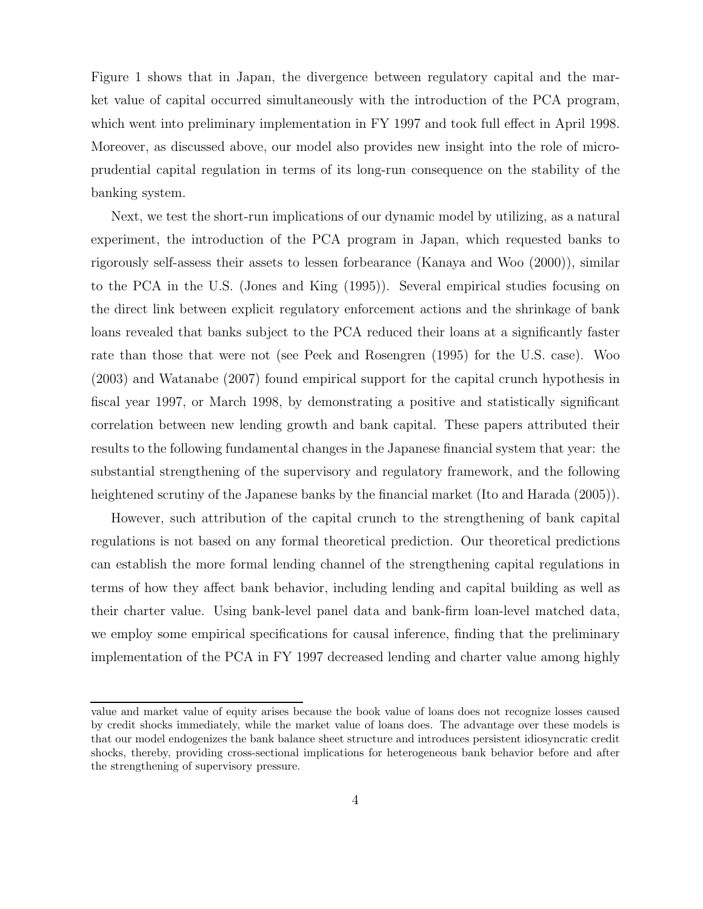Figure 1 shows that in Japan, the divergence between regulatory capital and the market value of capital occurred simultaneously with the introduction of the PCA program, which went into preliminary implementation in FY 1997 and took full effect in April 1998. Moreover, as discussed above, our model also provides new insight into the role of microprudential capital regulation in terms of its long-run consequence on the stability of the banking system.

Next, we test the short-run implications of our dynamic model by utilizing, as a natural experiment, the introduction of the PCA program in Japan, which requested banks to rigorously self-assess their assets to lessen forbearance (Kanaya and Woo (2000)), similar to the PCA in the U.S. (Jones and King (1995)). Several empirical studies focusing on the direct link between explicit regulatory enforcement actions and the shrinkage of bank loans revealed that banks subject to the PCA reduced their loans at a significantly faster rate than those that were not (see Peek and Rosengren (1995) for the U.S. case). Woo (2003) and Watanabe (2007) found empirical support for the capital crunch hypothesis in fiscal year 1997, or March 1998, by demonstrating a positive and statistically significant correlation between new lending growth and bank capital. These papers attributed their results to the following fundamental changes in the Japanese financial system that year: the substantial strengthening of the supervisory and regulatory framework, and the following heightened scrutiny of the Japanese banks by the financial market (Ito and Harada (2005)).

However, such attribution of the capital crunch to the strengthening of bank capital regulations is not based on any formal theoretical prediction. Our theoretical predictions can establish the more formal lending channel of the strengthening capital regulations in terms of how they affect bank behavior, including lending and capital building as well as their charter value. Using bank-level panel data and bank-firm loan-level matched data, we employ some empirical specifications for causal inference, finding that the preliminary implementation of the PCA in FY 1997 decreased lending and charter value among highly

value and market value of equity arises because the book value of loans does not recognize losses caused by credit shocks immediately, while the market value of loans does. The advantage over these models is that our model endogenizes the bank balance sheet structure and introduces persistent idiosyncratic credit shocks, thereby, providing cross-sectional implications for heterogeneous bank behavior before and after the strengthening of supervisory pressure.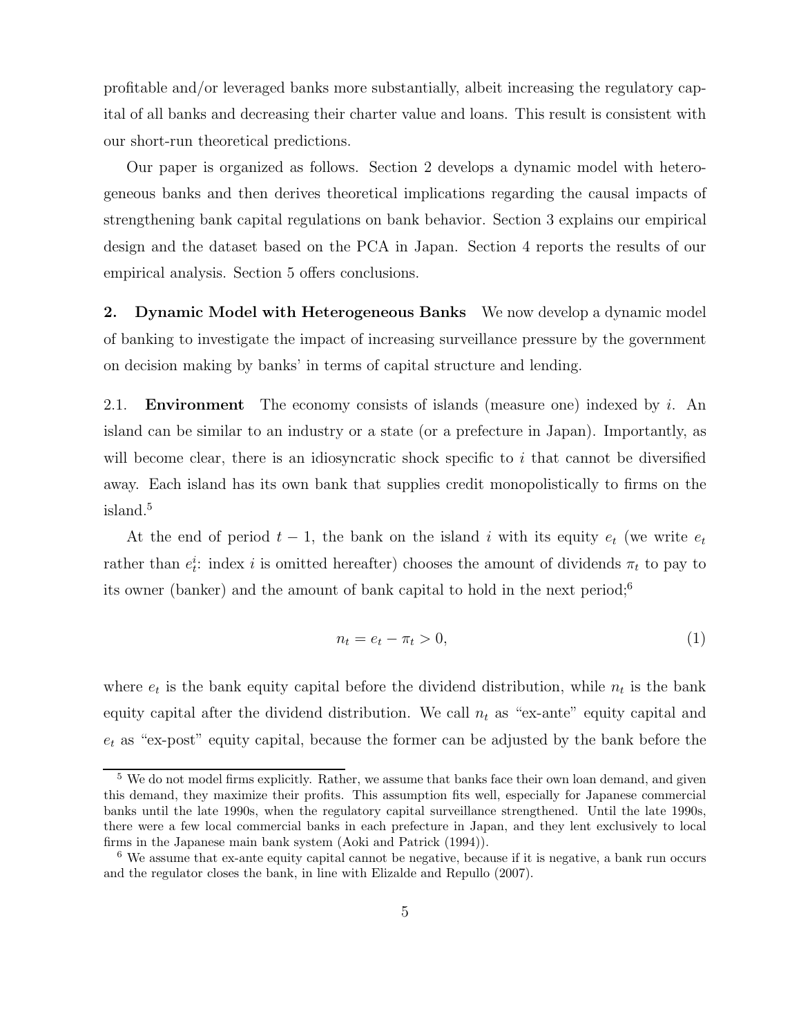profitable and/or leveraged banks more substantially, albeit increasing the regulatory capital of all banks and decreasing their charter value and loans. This result is consistent with our short-run theoretical predictions.

Our paper is organized as follows. Section 2 develops a dynamic model with heterogeneous banks and then derives theoretical implications regarding the causal impacts of strengthening bank capital regulations on bank behavior. Section 3 explains our empirical design and the dataset based on the PCA in Japan. Section 4 reports the results of our empirical analysis. Section 5 offers conclusions.

## 2. Dynamic Model with Heterogeneous Banks

We now develop a dynamic model of banking to investigate the impact of increasing surveillance pressure by the government on decision making by banks' in terms of capital structure and lending.

### 2.1. Environment

The economy consists of islands (measure one) indexed by $i$. An island can be similar to an industry or a state (or a prefecture in Japan). Importantly, as will become clear, there is an idiosyncratic shock specific to $i$ that cannot be diversified away. Each island has its own bank that supplies credit monopolistically to firms on the island.[5]

At the end of period $t-1$, the bank on the island $i$ with its equity $e_t$ (we write $e_t$ rather than $e_t^i$: index $i$ is omitted hereafter) chooses the amount of dividends $\pi_t$ to pay to its owner (banker) and the amount of bank capital to hold in the next period;[6]

$$n_t = e_t - \pi_t > 0, \tag{1}$$

where $e_t$ is the bank equity capital before the dividend distribution, while $n_t$ is the bank equity capital after the dividend distribution. We call $n_t$ as "ex-ante" equity capital and $e_t$ as "ex-post" equity capital, because the former can be adjusted by the bank before the

[5] We do not model firms explicitly. Rather, we assume that banks face their own loan demand, and given this demand, they maximize their profits. This assumption fits well, especially for Japanese commercial banks until the late 1990s, when the regulatory capital surveillance strengthened. Until the late 1990s, there were a few local commercial banks in each prefecture in Japan, and they lent exclusively to local firms in the Japanese main bank system (Aoki and Patrick (1994)).

[6] We assume that ex-ante equity capital cannot be negative, because if it is negative, a bank run occurs and the regulator closes the bank, in line with Elizalde and Repullo (2007).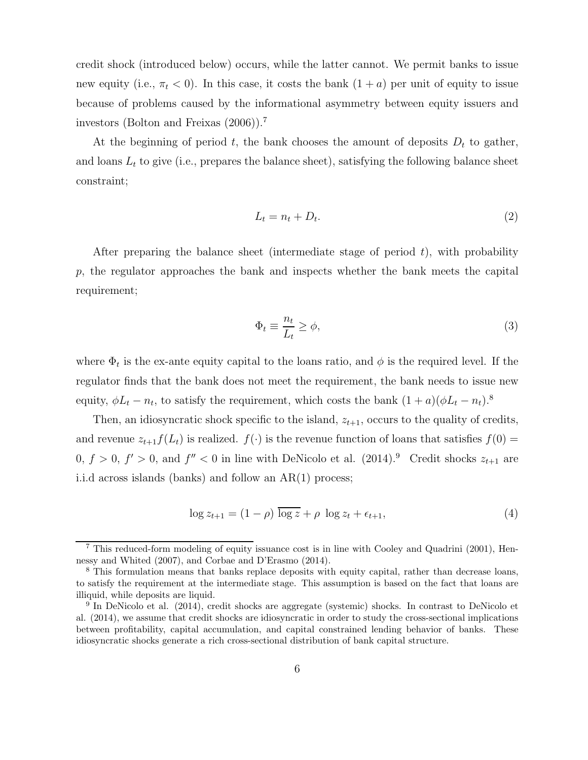credit shock (introduced below) occurs, while the latter cannot. We permit banks to issue new equity (i.e., $\pi_t < 0$). In this case, it costs the bank $(1 + a)$ per unit of equity to issue because of problems caused by the informational asymmetry between equity issuers and investors (Bolton and Freixas (2006)).[7]

At the beginning of period $t$, the bank chooses the amount of deposits $D_t$ to gather, and loans $L_t$ to give (i.e., prepares the balance sheet), satisfying the following balance sheet constraint;

$$L_t = n_t + D_t. \tag{2}$$

After preparing the balance sheet (intermediate stage of period $t$), with probability $p$, the regulator approaches the bank and inspects whether the bank meets the capital requirement;

$$\Phi_t \equiv \frac{n_t}{L_t} \geq \phi, \tag{3}$$

where $\Phi_t$ is the ex-ante equity capital to the loans ratio, and $\phi$ is the required level. If the regulator finds that the bank does not meet the requirement, the bank needs to issue new equity, $\phi L_t - n_t$, to satisfy the requirement, which costs the bank $(1 + a)(\phi L_t - n_t)$.[8]

Then, an idiosyncratic shock specific to the island, $z_{t+1}$, occurs to the quality of credits, and revenue $z_{t+1} f(L_t)$ is realized. $f(\cdot)$ is the revenue function of loans that satisfies $f(0) = 0$, $f > 0$, $f' > 0$, and $f'' < 0$ in line with DeNicolo et al. (2014).[9] Credit shocks $z_{t+1}$ are i.i.d across islands (banks) and follow an AR(1) process;

$$\log z_{t+1} = (1 - \rho)\, \overline{\log z} + \rho\, \log z_t + \epsilon_{t+1}, \tag{4}$$

---

[7] This reduced-form modeling of equity issuance cost is in line with Cooley and Quadrini (2001), Hennessy and Whited (2007), and Corbae and D'Erasmo (2014).

[8] This formulation means that banks replace deposits with equity capital, rather than decrease loans, to satisfy the requirement at the intermediate stage. This assumption is based on the fact that loans are illiquid, while deposits are liquid.

[9] In DeNicolo et al. (2014), credit shocks are aggregate (systemic) shocks. In contrast to DeNicolo et al. (2014), we assume that credit shocks are idiosyncratic in order to study the cross-sectional implications between profitability, capital accumulation, and capital constrained lending behavior of banks. These idiosyncratic shocks generate a rich cross-sectional distribution of bank capital structure.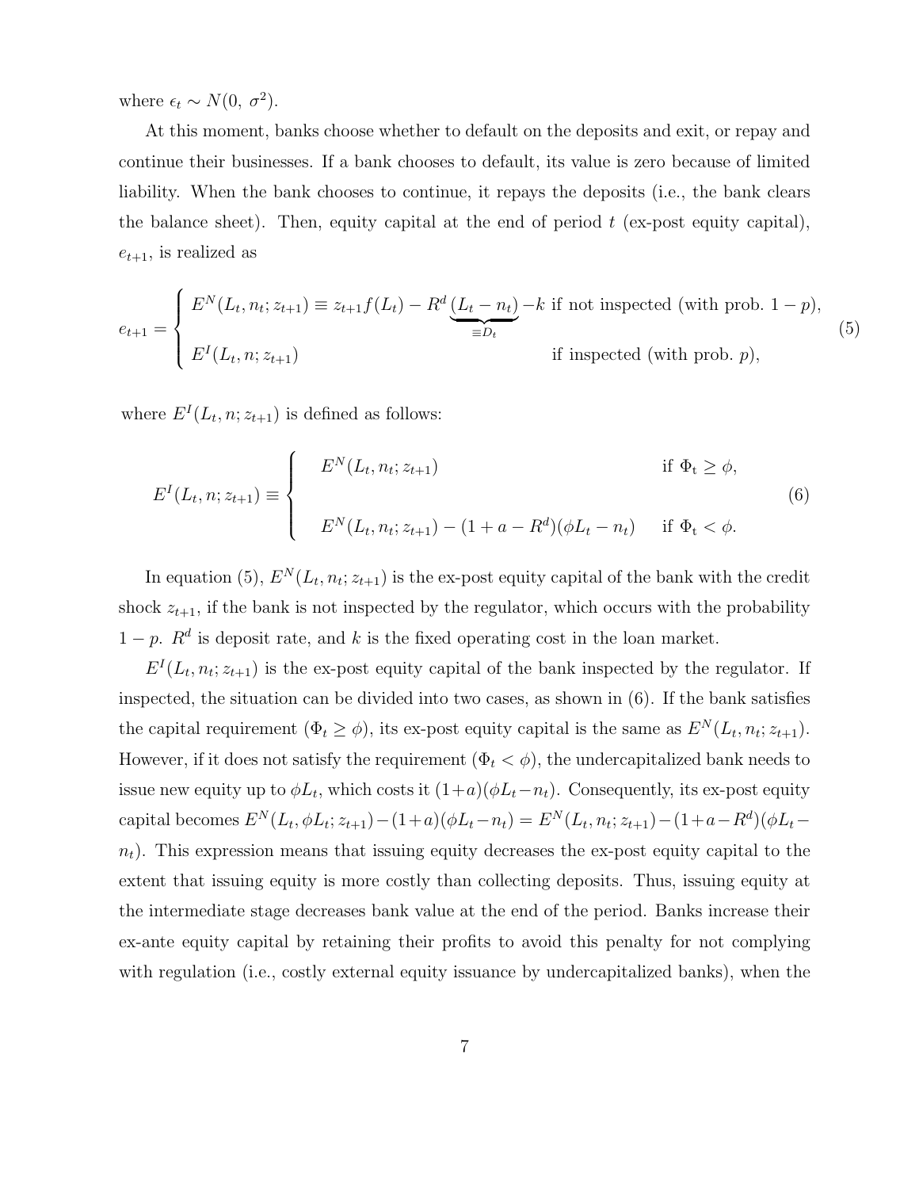where $\epsilon_t \sim N(0,\ \sigma^2)$.

At this moment, banks choose whether to default on the deposits and exit, or repay and continue their businesses. If a bank chooses to default, its value is zero because of limited liability. When the bank chooses to continue, it repays the deposits (i.e., the bank clears the balance sheet). Then, equity capital at the end of period $t$ (ex-post equity capital), $e_{t+1}$, is realized as

$$
e_{t+1} = \begin{cases} E^N(L_t, n_t; z_{t+1}) \equiv z_{t+1} f(L_t) - R^d \underbrace{(L_t - n_t)}_{\equiv D_t} - k & \text{if not inspected (with prob. } 1-p\text{)}, \\ E^I(L_t, n; z_{t+1}) & \text{if inspected (with prob. } p\text{)}, \end{cases} \tag{5}
$$

where $E^I(L_t, n; z_{t+1})$ is defined as follows:

$$
E^I(L_t, n; z_{t+1}) \equiv \begin{cases} E^N(L_t, n_t; z_{t+1}) & \text{if } \Phi_t \geq \phi, \\ E^N(L_t, n_t; z_{t+1}) - (1 + a - R^d)(\phi L_t - n_t) & \text{if } \Phi_t < \phi. \end{cases} \tag{6}
$$

In equation (5), $E^N(L_t, n_t; z_{t+1})$ is the ex-post equity capital of the bank with the credit shock $z_{t+1}$, if the bank is not inspected by the regulator, which occurs with the probability $1 - p$. $R^d$ is deposit rate, and $k$ is the fixed operating cost in the loan market.

$E^I(L_t, n_t; z_{t+1})$ is the ex-post equity capital of the bank inspected by the regulator. If inspected, the situation can be divided into two cases, as shown in (6). If the bank satisfies the capital requirement ($\Phi_t \geq \phi$), its ex-post equity capital is the same as $E^N(L_t, n_t; z_{t+1})$. However, if it does not satisfy the requirement ($\Phi_t < \phi$), the undercapitalized bank needs to issue new equity up to $\phi L_t$, which costs it $(1+a)(\phi L_t - n_t)$. Consequently, its ex-post equity capital becomes $E^N(L_t, \phi L_t; z_{t+1}) - (1+a)(\phi L_t - n_t) = E^N(L_t, n_t; z_{t+1}) - (1+a-R^d)(\phi L_t - n_t)$. This expression means that issuing equity decreases the ex-post equity capital to the extent that issuing equity is more costly than collecting deposits. Thus, issuing equity at the intermediate stage decreases bank value at the end of the period. Banks increase their ex-ante equity capital by retaining their profits to avoid this penalty for not complying with regulation (i.e., costly external equity issuance by undercapitalized banks), when the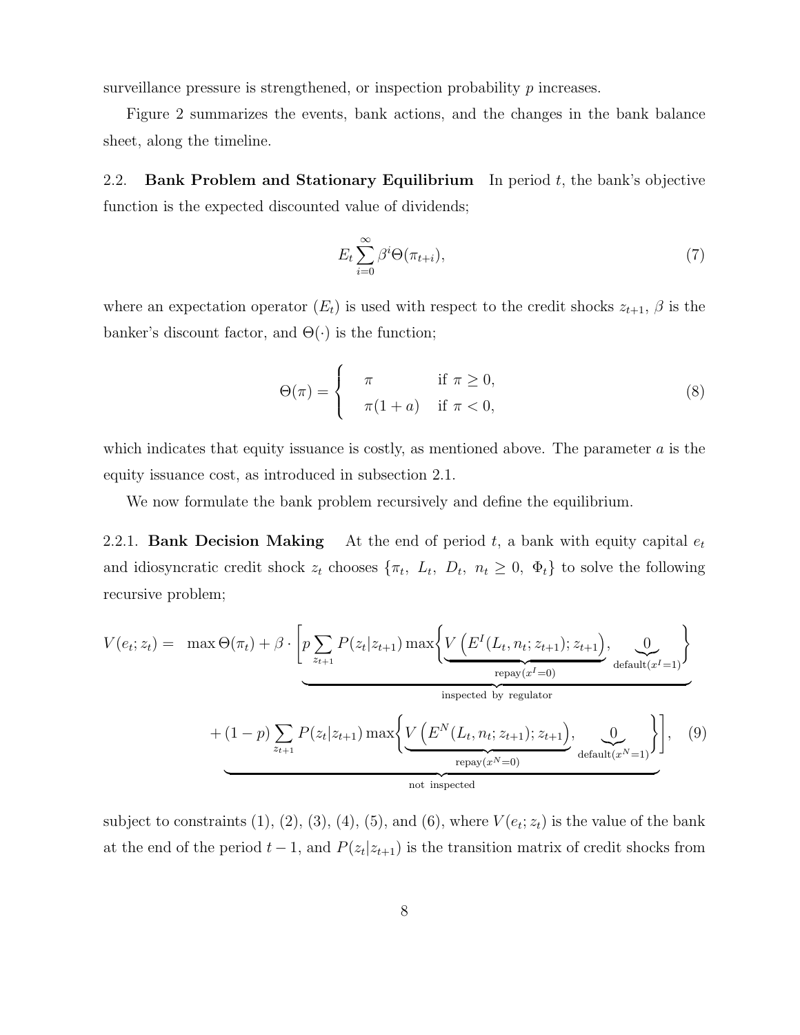surveillance pressure is strengthened, or inspection probability $p$ increases.

Figure 2 summarizes the events, bank actions, and the changes in the bank balance sheet, along the timeline.

2.2. **Bank Problem and Stationary Equilibrium** In period $t$, the bank's objective function is the expected discounted value of dividends;

$$E_t \sum_{i=0}^{\infty} \beta^i \Theta(\pi_{t+i}), \tag{7}$$

where an expectation operator ($E_t$) is used with respect to the credit shocks $z_{t+1}$, $\beta$ is the banker's discount factor, and $\Theta(\cdot)$ is the function;

$$\Theta(\pi) = \begin{cases} \pi & \text{if } \pi \geq 0, \\ \pi(1+a) & \text{if } \pi < 0, \end{cases} \tag{8}$$

which indicates that equity issuance is costly, as mentioned above. The parameter $a$ is the equity issuance cost, as introduced in subsection 2.1.

We now formulate the bank problem recursively and define the equilibrium.

2.2.1. **Bank Decision Making** At the end of period $t$, a bank with equity capital $e_t$ and idiosyncratic credit shock $z_t$ chooses $\{\pi_t,\ L_t,\ D_t,\ n_t \geq 0,\ \Phi_t\}$ to solve the following recursive problem;

$$\begin{aligned} V(e_t; z_t) = \ & \max \Theta(\pi_t) + \beta \cdot \Bigg[ \underbrace{p \sum_{z_{t+1}} P(z_t|z_{t+1}) \max\Big\{ \underbrace{V\left(E^I(L_t, n_t; z_{t+1}); z_{t+1}\right)}_{\text{repay}(x^I=0)}, \underbrace{0}_{\text{default}(x^I=1)} \Big\}}_{\text{inspected by regulator}} \\ & + \underbrace{(1-p) \sum_{z_{t+1}} P(z_t|z_{t+1}) \max\Big\{ \underbrace{V\left(E^N(L_t, n_t; z_{t+1}); z_{t+1}\right)}_{\text{repay}(x^N=0)}, \underbrace{0}_{\text{default}(x^N=1)} \Big\}}_{\text{not inspected}} \Bigg], \end{aligned} \tag{9}$$

subject to constraints (1), (2), (3), (4), (5), and (6), where $V(e_t; z_t)$ is the value of the bank at the end of the period $t-1$, and $P(z_t|z_{t+1})$ is the transition matrix of credit shocks from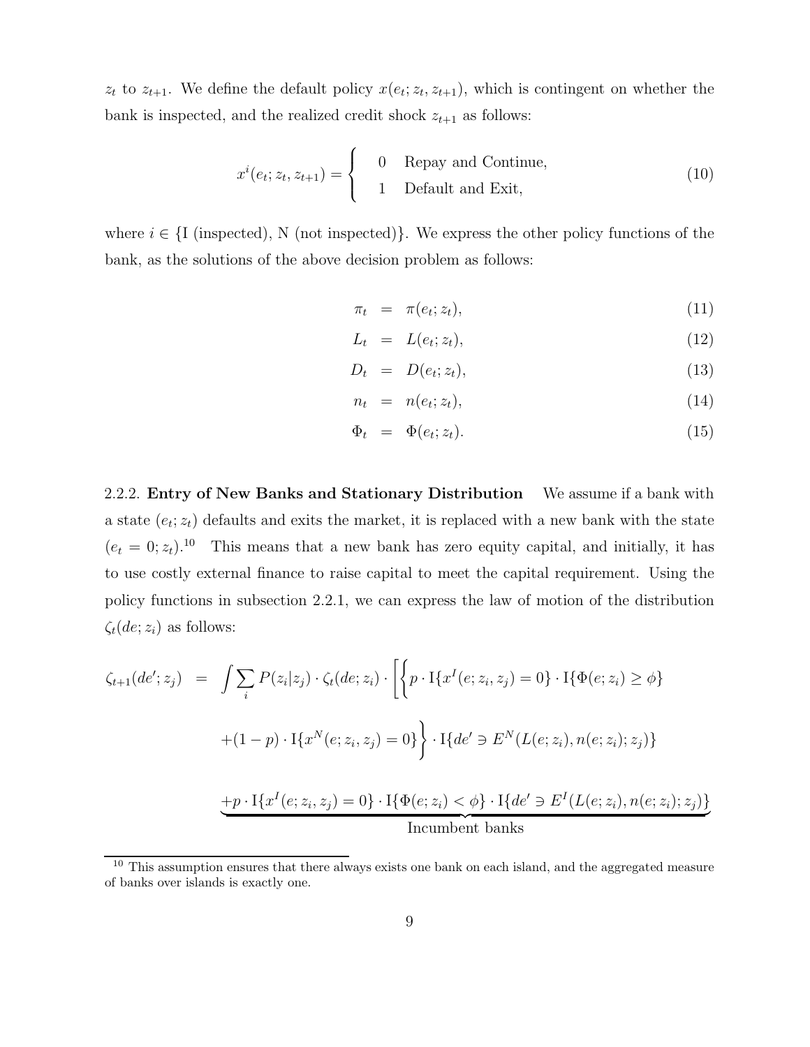$z_t$ to $z_{t+1}$. We define the default policy $x(e_t; z_t, z_{t+1})$, which is contingent on whether the bank is inspected, and the realized credit shock $z_{t+1}$ as follows:

$$x^i(e_t; z_t, z_{t+1}) = \begin{cases} 0 & \text{Repay and Continue,} \\ 1 & \text{Default and Exit,} \end{cases} \tag{10}$$

where $i \in \{\text{I (inspected), N (not inspected)}\}$. We express the other policy functions of the bank, as the solutions of the above decision problem as follows:

$$\pi_t = \pi(e_t; z_t), \tag{11}$$

$$L_t = L(e_t; z_t), \tag{12}$$

$$D_t = D(e_t; z_t), \tag{13}$$

$$n_t = n(e_t; z_t), \tag{14}$$

$$\Phi_t = \Phi(e_t; z_t). \tag{15}$$

2.2.2. **Entry of New Banks and Stationary Distribution** We assume if a bank with a state $(e_t; z_t)$ defaults and exits the market, it is replaced with a new bank with the state $(e_t = 0; z_t)$.[10] This means that a new bank has zero equity capital, and initially, it has to use costly external finance to raise capital to meet the capital requirement. Using the policy functions in subsection 2.2.1, we can express the law of motion of the distribution $\zeta_t(de; z_i)$ as follows:

$$\begin{aligned} \zeta_{t+1}(de'; z_j) = & \int \sum_i P(z_i|z_j) \cdot \zeta_t(de; z_i) \cdot \Bigg[ \Bigg\{ p \cdot \mathrm{I}\{x^I(e; z_i, z_j) = 0\} \cdot \mathrm{I}\{\Phi(e; z_i) \geq \phi\} \\ & + (1-p) \cdot \mathrm{I}\{x^N(e; z_i, z_j) = 0\} \Bigg\} \cdot \mathrm{I}\{de' \ni E^N(L(e; z_i), n(e; z_i); z_j)\} \\ & \underbrace{+ p \cdot \mathrm{I}\{x^I(e; z_i, z_j) = 0\} \cdot \mathrm{I}\{\Phi(e; z_i) < \phi\} \cdot \mathrm{I}\{de' \ni E^I(L(e; z_i), n(e; z_i); z_j)\}}_{\text{Incumbent banks}} \end{aligned}$$

[10] This assumption ensures that there always exists one bank on each island, and the aggregated measure of banks over islands is exactly one.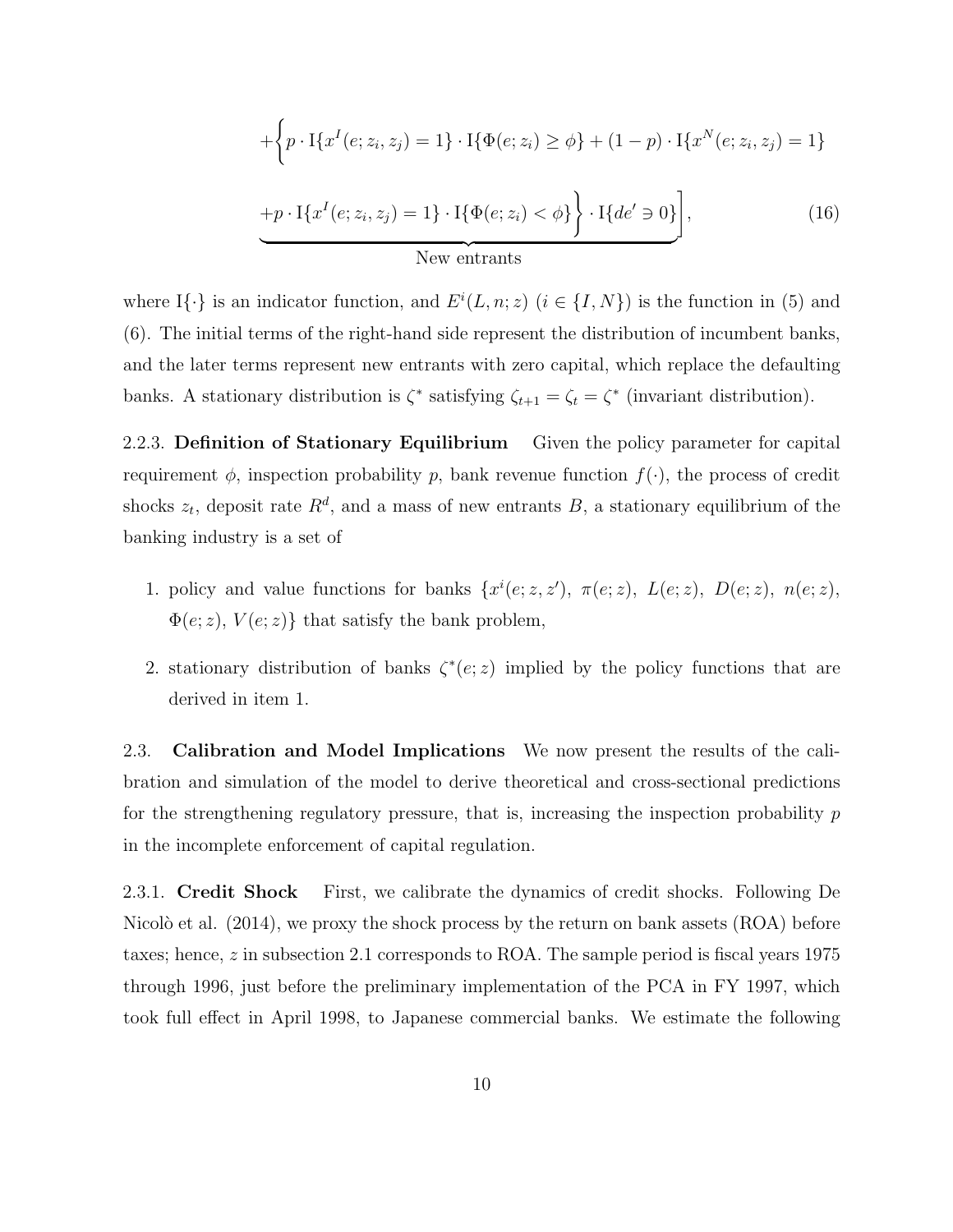$$
+\underbrace{\left\{p \cdot \mathrm{I}\{x^I(e; z_i, z_j) = 1\} \cdot \mathrm{I}\{\Phi(e; z_i) \geq \phi\} + (1-p) \cdot \mathrm{I}\{x^N(e; z_i, z_j) = 1\} + p \cdot \mathrm{I}\{x^I(e; z_i, z_j) = 1\} \cdot \mathrm{I}\{\Phi(e; z_i) < \phi\}\right\} \cdot \mathrm{I}\{de' \ni 0\}}_{\text{New entrants}}\Bigg], \tag{16}
$$

where $\mathrm{I}\{\cdot\}$ is an indicator function, and $E^i(L, n; z)$ ($i \in \{I, N\}$) is the function in (5) and (6). The initial terms of the right-hand side represent the distribution of incumbent banks, and the later terms represent new entrants with zero capital, which replace the defaulting banks. A stationary distribution is $\zeta^*$ satisfying $\zeta_{t+1} = \zeta_t = \zeta^*$ (invariant distribution).

2.2.3. **Definition of Stationary Equilibrium** Given the policy parameter for capital requirement $\phi$, inspection probability $p$, bank revenue function $f(\cdot)$, the process of credit shocks $z_t$, deposit rate $R^d$, and a mass of new entrants $B$, a stationary equilibrium of the banking industry is a set of

1. policy and value functions for banks $\{x^i(e; z, z'),\ \pi(e; z),\ L(e; z),\ D(e; z),\ n(e; z),\ \Phi(e; z),\ V(e; z)\}$ that satisfy the bank problem,
2. stationary distribution of banks $\zeta^*(e; z)$ implied by the policy functions that are derived in item 1.

2.3. **Calibration and Model Implications** We now present the results of the calibration and simulation of the model to derive theoretical and cross-sectional predictions for the strengthening regulatory pressure, that is, increasing the inspection probability $p$ in the incomplete enforcement of capital regulation.

2.3.1. **Credit Shock** First, we calibrate the dynamics of credit shocks. Following De Nicolò et al. (2014), we proxy the shock process by the return on bank assets (ROA) before taxes; hence, $z$ in subsection 2.1 corresponds to ROA. The sample period is fiscal years 1975 through 1996, just before the preliminary implementation of the PCA in FY 1997, which took full effect in April 1998, to Japanese commercial banks. We estimate the following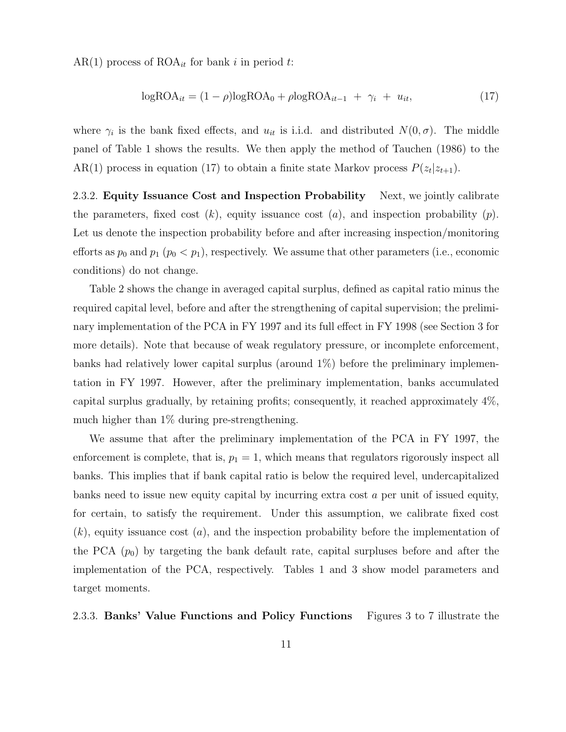AR(1) process of $\text{ROA}_{it}$ for bank $i$ in period $t$:

$$\log\text{ROA}_{it} = (1-\rho)\log\text{ROA}_0 + \rho\log\text{ROA}_{it-1} \ + \ \gamma_i \ + \ u_{it}, \tag{17}$$

where $\gamma_i$ is the bank fixed effects, and $u_{it}$ is i.i.d. and distributed $N(0, \sigma)$. The middle panel of Table 1 shows the results. We then apply the method of Tauchen (1986) to the AR(1) process in equation (17) to obtain a finite state Markov process $P(z_t|z_{t+1})$.

2.3.2. **Equity Issuance Cost and Inspection Probability** Next, we jointly calibrate the parameters, fixed cost ($k$), equity issuance cost ($a$), and inspection probability ($p$). Let us denote the inspection probability before and after increasing inspection/monitoring efforts as $p_0$ and $p_1$ ($p_0 < p_1$), respectively. We assume that other parameters (i.e., economic conditions) do not change.

Table 2 shows the change in averaged capital surplus, defined as capital ratio minus the required capital level, before and after the strengthening of capital supervision; the preliminary implementation of the PCA in FY 1997 and its full effect in FY 1998 (see Section 3 for more details). Note that because of weak regulatory pressure, or incomplete enforcement, banks had relatively lower capital surplus (around 1%) before the preliminary implementation in FY 1997. However, after the preliminary implementation, banks accumulated capital surplus gradually, by retaining profits; consequently, it reached approximately 4%, much higher than 1% during pre-strengthening.

We assume that after the preliminary implementation of the PCA in FY 1997, the enforcement is complete, that is, $p_1 = 1$, which means that regulators rigorously inspect all banks. This implies that if bank capital ratio is below the required level, undercapitalized banks need to issue new equity capital by incurring extra cost $a$ per unit of issued equity, for certain, to satisfy the requirement. Under this assumption, we calibrate fixed cost ($k$), equity issuance cost ($a$), and the inspection probability before the implementation of the PCA ($p_0$) by targeting the bank default rate, capital surpluses before and after the implementation of the PCA, respectively. Tables 1 and 3 show model parameters and target moments.

2.3.3. **Banks' Value Functions and Policy Functions** Figures 3 to 7 illustrate the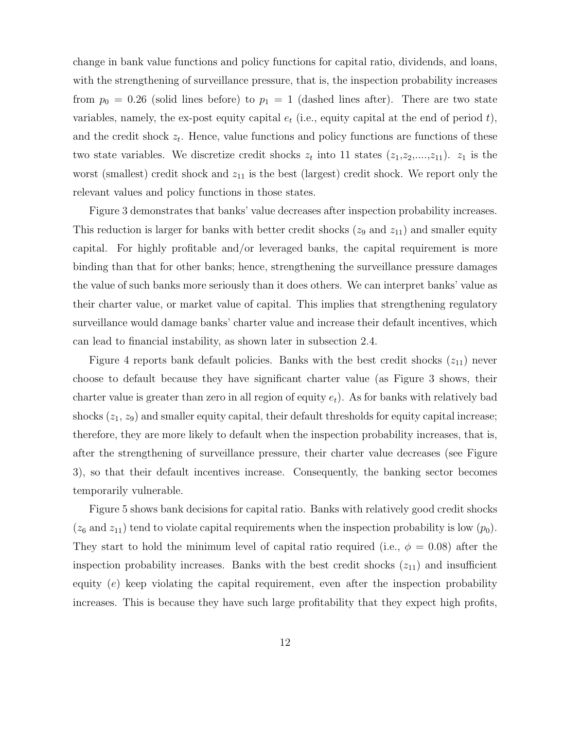change in bank value functions and policy functions for capital ratio, dividends, and loans, with the strengthening of surveillance pressure, that is, the inspection probability increases from $p_0 = 0.26$ (solid lines before) to $p_1 = 1$ (dashed lines after). There are two state variables, namely, the ex-post equity capital $e_t$ (i.e., equity capital at the end of period $t$), and the credit shock $z_t$. Hence, value functions and policy functions are functions of these two state variables. We discretize credit shocks $z_t$ into 11 states ($z_1$,$z_2$,....,$z_{11}$). $z_1$ is the worst (smallest) credit shock and $z_{11}$ is the best (largest) credit shock. We report only the relevant values and policy functions in those states.

Figure 3 demonstrates that banks' value decreases after inspection probability increases. This reduction is larger for banks with better credit shocks ($z_9$ and $z_{11}$) and smaller equity capital. For highly profitable and/or leveraged banks, the capital requirement is more binding than that for other banks; hence, strengthening the surveillance pressure damages the value of such banks more seriously than it does others. We can interpret banks' value as their charter value, or market value of capital. This implies that strengthening regulatory surveillance would damage banks' charter value and increase their default incentives, which can lead to financial instability, as shown later in subsection 2.4.

Figure 4 reports bank default policies. Banks with the best credit shocks ($z_{11}$) never choose to default because they have significant charter value (as Figure 3 shows, their charter value is greater than zero in all region of equity $e_t$). As for banks with relatively bad shocks ($z_1$, $z_9$) and smaller equity capital, their default thresholds for equity capital increase; therefore, they are more likely to default when the inspection probability increases, that is, after the strengthening of surveillance pressure, their charter value decreases (see Figure 3), so that their default incentives increase. Consequently, the banking sector becomes temporarily vulnerable.

Figure 5 shows bank decisions for capital ratio. Banks with relatively good credit shocks ($z_6$ and $z_{11}$) tend to violate capital requirements when the inspection probability is low ($p_0$). They start to hold the minimum level of capital ratio required (i.e., $\phi = 0.08$) after the inspection probability increases. Banks with the best credit shocks ($z_{11}$) and insufficient equity ($e$) keep violating the capital requirement, even after the inspection probability increases. This is because they have such large profitability that they expect high profits,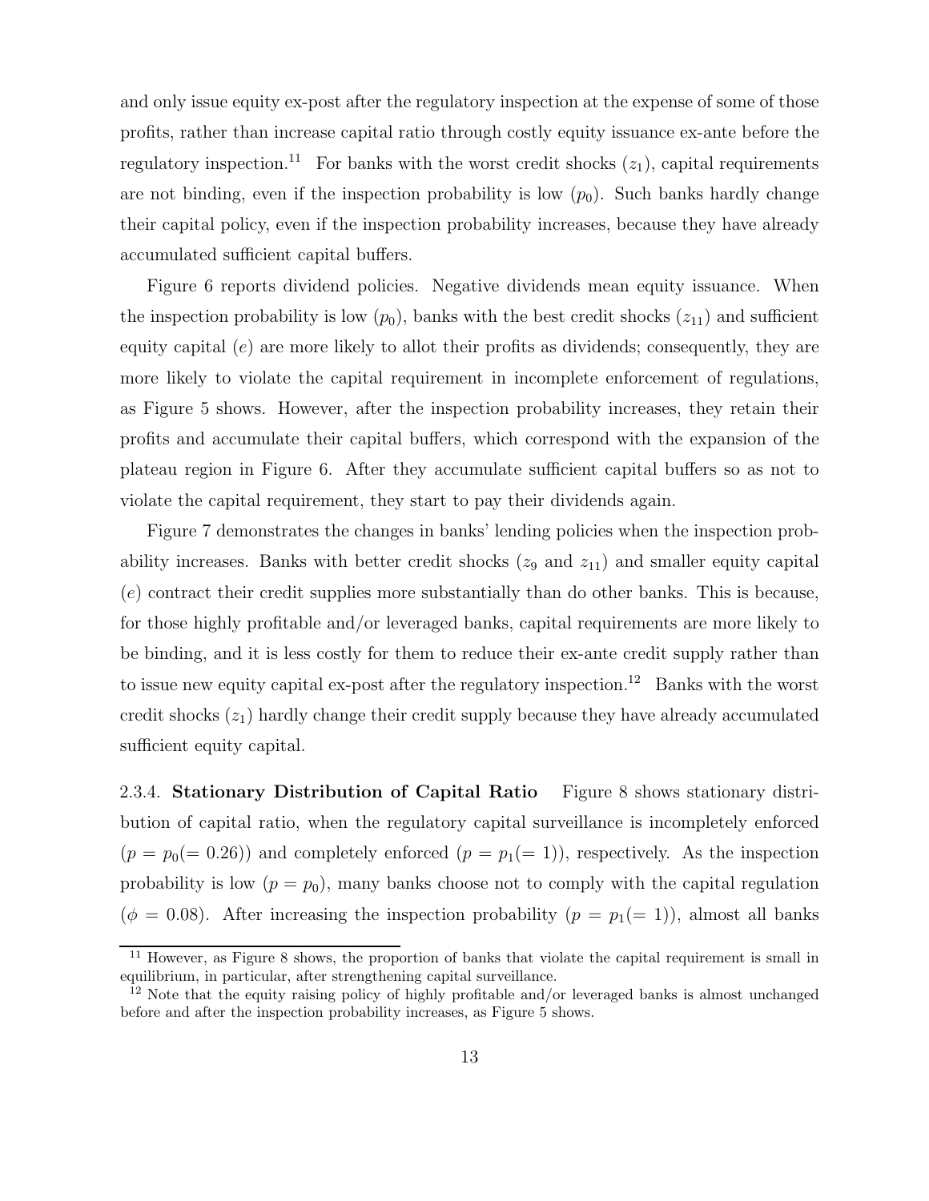and only issue equity ex-post after the regulatory inspection at the expense of some of those profits, rather than increase capital ratio through costly equity issuance ex-ante before the regulatory inspection.[11] For banks with the worst credit shocks ($z_1$), capital requirements are not binding, even if the inspection probability is low ($p_0$). Such banks hardly change their capital policy, even if the inspection probability increases, because they have already accumulated sufficient capital buffers.

Figure 6 reports dividend policies. Negative dividends mean equity issuance. When the inspection probability is low ($p_0$), banks with the best credit shocks ($z_{11}$) and sufficient equity capital ($e$) are more likely to allot their profits as dividends; consequently, they are more likely to violate the capital requirement in incomplete enforcement of regulations, as Figure 5 shows. However, after the inspection probability increases, they retain their profits and accumulate their capital buffers, which correspond with the expansion of the plateau region in Figure 6. After they accumulate sufficient capital buffers so as not to violate the capital requirement, they start to pay their dividends again.

Figure 7 demonstrates the changes in banks' lending policies when the inspection probability increases. Banks with better credit shocks ($z_9$ and $z_{11}$) and smaller equity capital ($e$) contract their credit supplies more substantially than do other banks. This is because, for those highly profitable and/or leveraged banks, capital requirements are more likely to be binding, and it is less costly for them to reduce their ex-ante credit supply rather than to issue new equity capital ex-post after the regulatory inspection.[12] Banks with the worst credit shocks ($z_1$) hardly change their credit supply because they have already accumulated sufficient equity capital.

2.3.4. **Stationary Distribution of Capital Ratio** Figure 8 shows stationary distribution of capital ratio, when the regulatory capital surveillance is incompletely enforced ($p = p_0(= 0.26)$) and completely enforced ($p = p_1(= 1)$), respectively. As the inspection probability is low ($p = p_0$), many banks choose not to comply with the capital regulation ($\phi = 0.08$). After increasing the inspection probability ($p = p_1(= 1)$), almost all banks

[11] However, as Figure 8 shows, the proportion of banks that violate the capital requirement is small in equilibrium, in particular, after strengthening capital surveillance.

[12] Note that the equity raising policy of highly profitable and/or leveraged banks is almost unchanged before and after the inspection probability increases, as Figure 5 shows.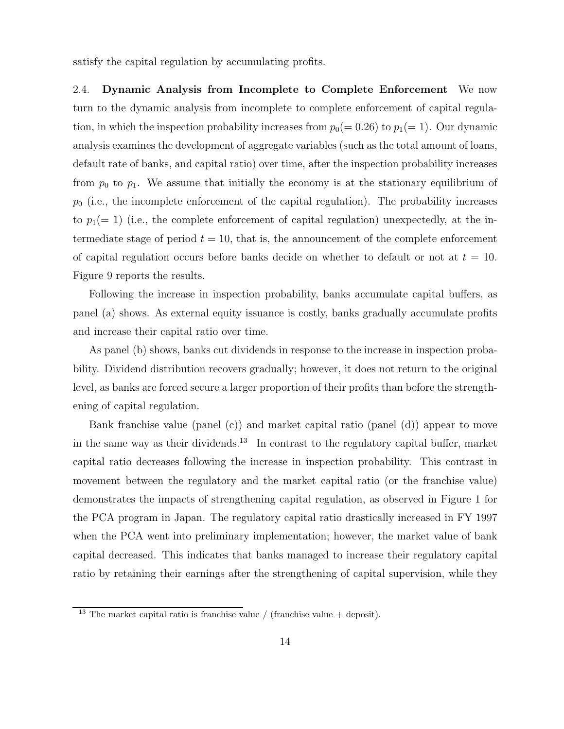satisfy the capital regulation by accumulating profits.

2.4. **Dynamic Analysis from Incomplete to Complete Enforcement** We now turn to the dynamic analysis from incomplete to complete enforcement of capital regulation, in which the inspection probability increases from $p_0(=0.26)$ to $p_1(=1)$. Our dynamic analysis examines the development of aggregate variables (such as the total amount of loans, default rate of banks, and capital ratio) over time, after the inspection probability increases from $p_0$ to $p_1$. We assume that initially the economy is at the stationary equilibrium of $p_0$ (i.e., the incomplete enforcement of the capital regulation). The probability increases to $p_1(=1)$ (i.e., the complete enforcement of capital regulation) unexpectedly, at the intermediate stage of period $t = 10$, that is, the announcement of the complete enforcement of capital regulation occurs before banks decide on whether to default or not at $t = 10$. Figure 9 reports the results.

Following the increase in inspection probability, banks accumulate capital buffers, as panel (a) shows. As external equity issuance is costly, banks gradually accumulate profits and increase their capital ratio over time.

As panel (b) shows, banks cut dividends in response to the increase in inspection probability. Dividend distribution recovers gradually; however, it does not return to the original level, as banks are forced secure a larger proportion of their profits than before the strengthening of capital regulation.

Bank franchise value (panel (c)) and market capital ratio (panel (d)) appear to move in the same way as their dividends.[13] In contrast to the regulatory capital buffer, market capital ratio decreases following the increase in inspection probability. This contrast in movement between the regulatory and the market capital ratio (or the franchise value) demonstrates the impacts of strengthening capital regulation, as observed in Figure 1 for the PCA program in Japan. The regulatory capital ratio drastically increased in FY 1997 when the PCA went into preliminary implementation; however, the market value of bank capital decreased. This indicates that banks managed to increase their regulatory capital ratio by retaining their earnings after the strengthening of capital supervision, while they

[13] The market capital ratio is franchise value / (franchise value + deposit).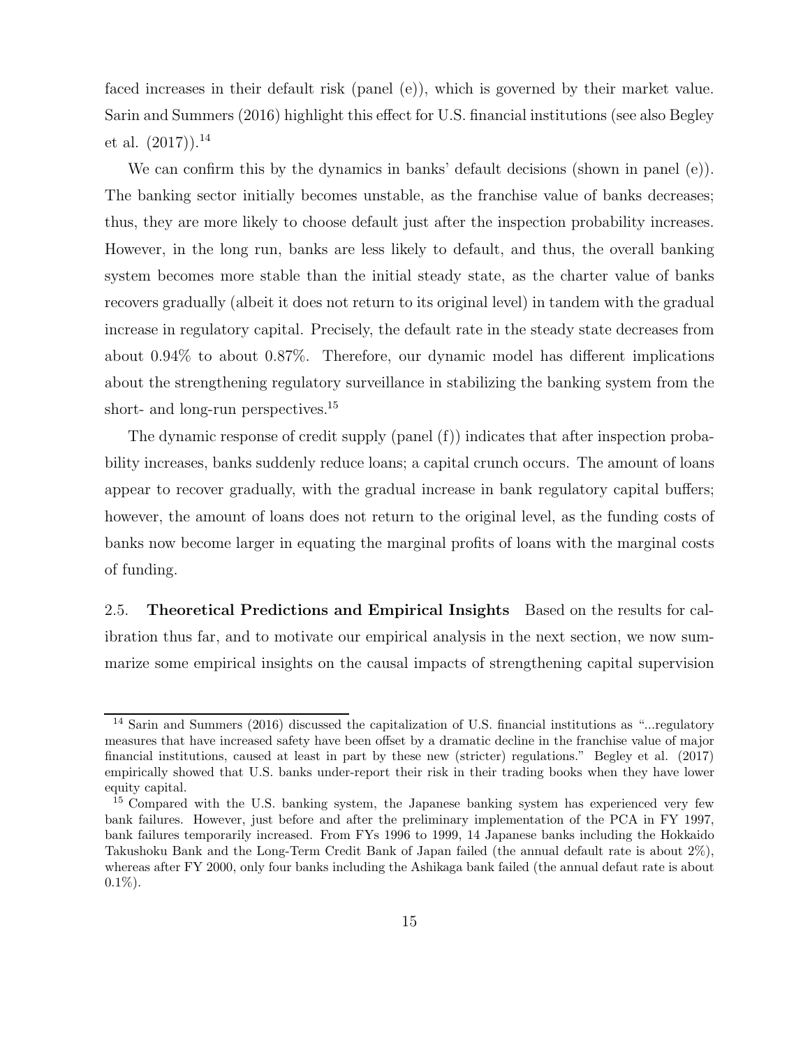faced increases in their default risk (panel (e)), which is governed by their market value. Sarin and Summers (2016) highlight this effect for U.S. financial institutions (see also Begley et al. (2017)).[14]

We can confirm this by the dynamics in banks' default decisions (shown in panel (e)). The banking sector initially becomes unstable, as the franchise value of banks decreases; thus, they are more likely to choose default just after the inspection probability increases. However, in the long run, banks are less likely to default, and thus, the overall banking system becomes more stable than the initial steady state, as the charter value of banks recovers gradually (albeit it does not return to its original level) in tandem with the gradual increase in regulatory capital. Precisely, the default rate in the steady state decreases from about 0.94% to about 0.87%. Therefore, our dynamic model has different implications about the strengthening regulatory surveillance in stabilizing the banking system from the short- and long-run perspectives.[15]

The dynamic response of credit supply (panel (f)) indicates that after inspection probability increases, banks suddenly reduce loans; a capital crunch occurs. The amount of loans appear to recover gradually, with the gradual increase in bank regulatory capital buffers; however, the amount of loans does not return to the original level, as the funding costs of banks now become larger in equating the marginal profits of loans with the marginal costs of funding.

2.5. **Theoretical Predictions and Empirical Insights** Based on the results for calibration thus far, and to motivate our empirical analysis in the next section, we now summarize some empirical insights on the causal impacts of strengthening capital supervision

[14] Sarin and Summers (2016) discussed the capitalization of U.S. financial institutions as "...regulatory measures that have increased safety have been offset by a dramatic decline in the franchise value of major financial institutions, caused at least in part by these new (stricter) regulations." Begley et al. (2017) empirically showed that U.S. banks under-report their risk in their trading books when they have lower equity capital.

[15] Compared with the U.S. banking system, the Japanese banking system has experienced very few bank failures. However, just before and after the preliminary implementation of the PCA in FY 1997, bank failures temporarily increased. From FYs 1996 to 1999, 14 Japanese banks including the Hokkaido Takushoku Bank and the Long-Term Credit Bank of Japan failed (the annual default rate is about 2%), whereas after FY 2000, only four banks including the Ashikaga bank failed (the annual defaut rate is about 0.1%).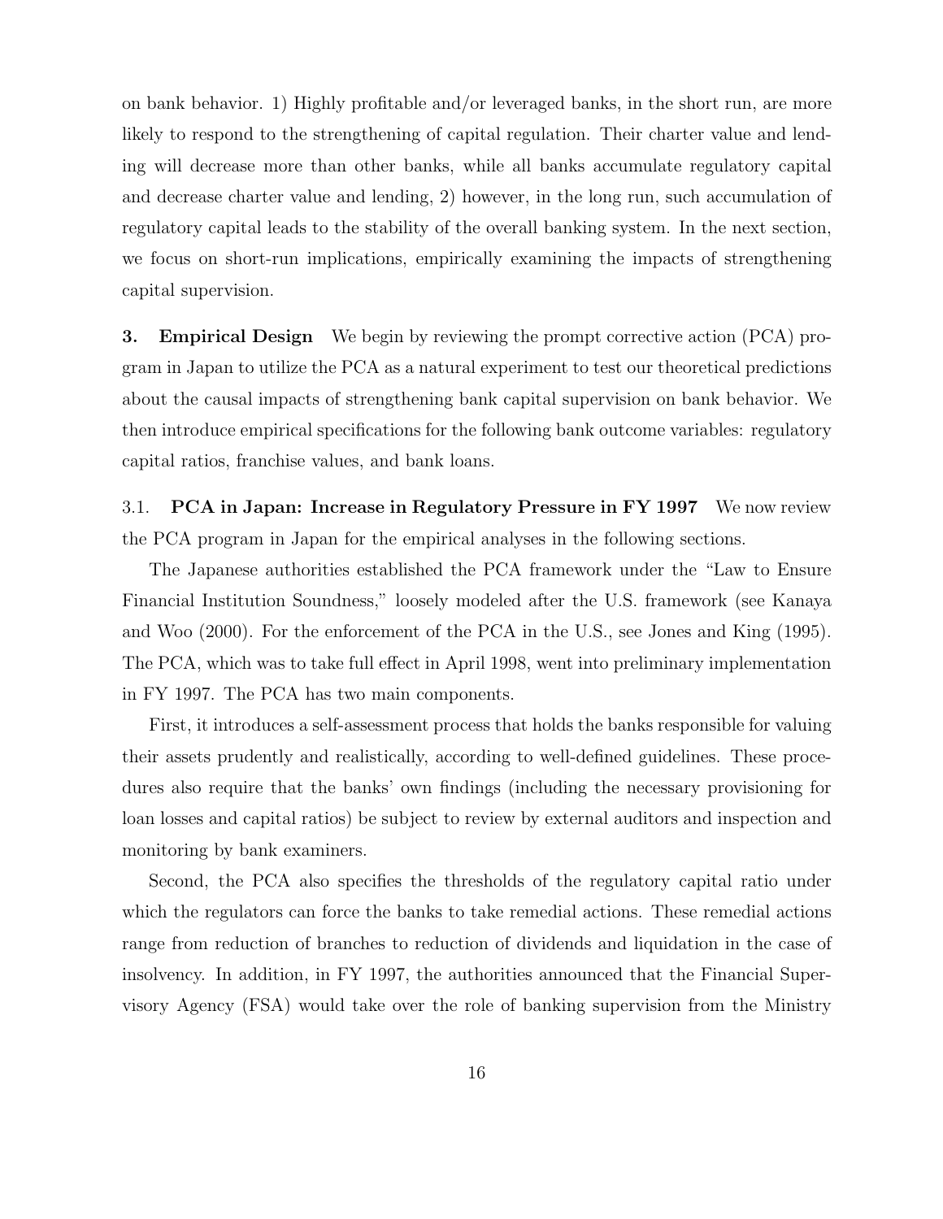on bank behavior. 1) Highly profitable and/or leveraged banks, in the short run, are more likely to respond to the strengthening of capital regulation. Their charter value and lending will decrease more than other banks, while all banks accumulate regulatory capital and decrease charter value and lending, 2) however, in the long run, such accumulation of regulatory capital leads to the stability of the overall banking system. In the next section, we focus on short-run implications, empirically examining the impacts of strengthening capital supervision.

## 3. Empirical Design

We begin by reviewing the prompt corrective action (PCA) program in Japan to utilize the PCA as a natural experiment to test our theoretical predictions about the causal impacts of strengthening bank capital supervision on bank behavior. We then introduce empirical specifications for the following bank outcome variables: regulatory capital ratios, franchise values, and bank loans.

### 3.1. PCA in Japan: Increase in Regulatory Pressure in FY 1997

We now review the PCA program in Japan for the empirical analyses in the following sections.

The Japanese authorities established the PCA framework under the "Law to Ensure Financial Institution Soundness," loosely modeled after the U.S. framework (see Kanaya and Woo (2000). For the enforcement of the PCA in the U.S., see Jones and King (1995). The PCA, which was to take full effect in April 1998, went into preliminary implementation in FY 1997. The PCA has two main components.

First, it introduces a self-assessment process that holds the banks responsible for valuing their assets prudently and realistically, according to well-defined guidelines. These procedures also require that the banks' own findings (including the necessary provisioning for loan losses and capital ratios) be subject to review by external auditors and inspection and monitoring by bank examiners.

Second, the PCA also specifies the thresholds of the regulatory capital ratio under which the regulators can force the banks to take remedial actions. These remedial actions range from reduction of branches to reduction of dividends and liquidation in the case of insolvency. In addition, in FY 1997, the authorities announced that the Financial Supervisory Agency (FSA) would take over the role of banking supervision from the Ministry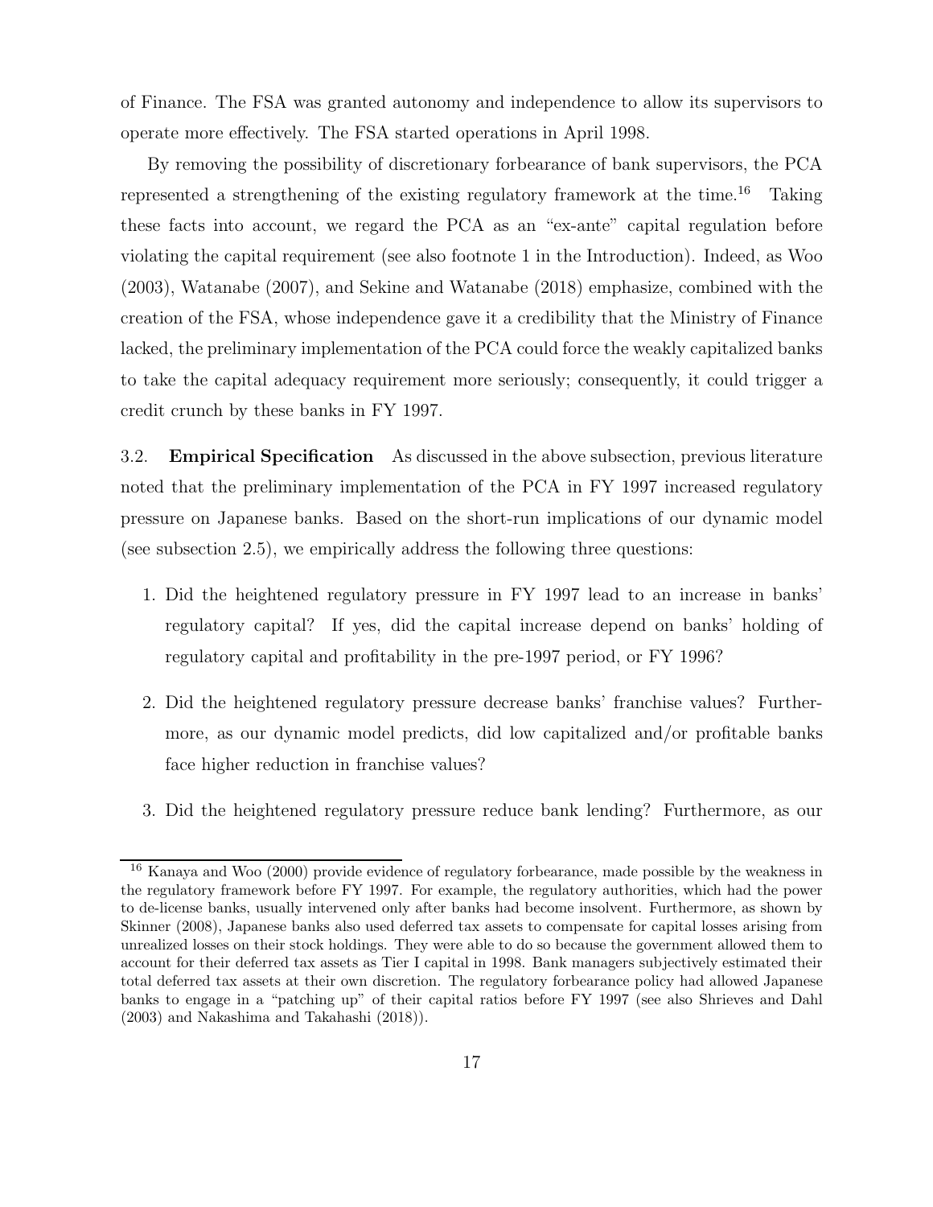of Finance. The FSA was granted autonomy and independence to allow its supervisors to operate more effectively. The FSA started operations in April 1998.

By removing the possibility of discretionary forbearance of bank supervisors, the PCA represented a strengthening of the existing regulatory framework at the time.[16] Taking these facts into account, we regard the PCA as an "ex-ante" capital regulation before violating the capital requirement (see also footnote 1 in the Introduction). Indeed, as Woo (2003), Watanabe (2007), and Sekine and Watanabe (2018) emphasize, combined with the creation of the FSA, whose independence gave it a credibility that the Ministry of Finance lacked, the preliminary implementation of the PCA could force the weakly capitalized banks to take the capital adequacy requirement more seriously; consequently, it could trigger a credit crunch by these banks in FY 1997.

3.2. **Empirical Specification** As discussed in the above subsection, previous literature noted that the preliminary implementation of the PCA in FY 1997 increased regulatory pressure on Japanese banks. Based on the short-run implications of our dynamic model (see subsection 2.5), we empirically address the following three questions:

1. Did the heightened regulatory pressure in FY 1997 lead to an increase in banks' regulatory capital? If yes, did the capital increase depend on banks' holding of regulatory capital and profitability in the pre-1997 period, or FY 1996?
2. Did the heightened regulatory pressure decrease banks' franchise values? Furthermore, as our dynamic model predicts, did low capitalized and/or profitable banks face higher reduction in franchise values?
3. Did the heightened regulatory pressure reduce bank lending? Furthermore, as our

[16] Kanaya and Woo (2000) provide evidence of regulatory forbearance, made possible by the weakness in the regulatory framework before FY 1997. For example, the regulatory authorities, which had the power to de-license banks, usually intervened only after banks had become insolvent. Furthermore, as shown by Skinner (2008), Japanese banks also used deferred tax assets to compensate for capital losses arising from unrealized losses on their stock holdings. They were able to do so because the government allowed them to account for their deferred tax assets as Tier I capital in 1998. Bank managers subjectively estimated their total deferred tax assets at their own discretion. The regulatory forbearance policy had allowed Japanese banks to engage in a "patching up" of their capital ratios before FY 1997 (see also Shrieves and Dahl (2003) and Nakashima and Takahashi (2018)).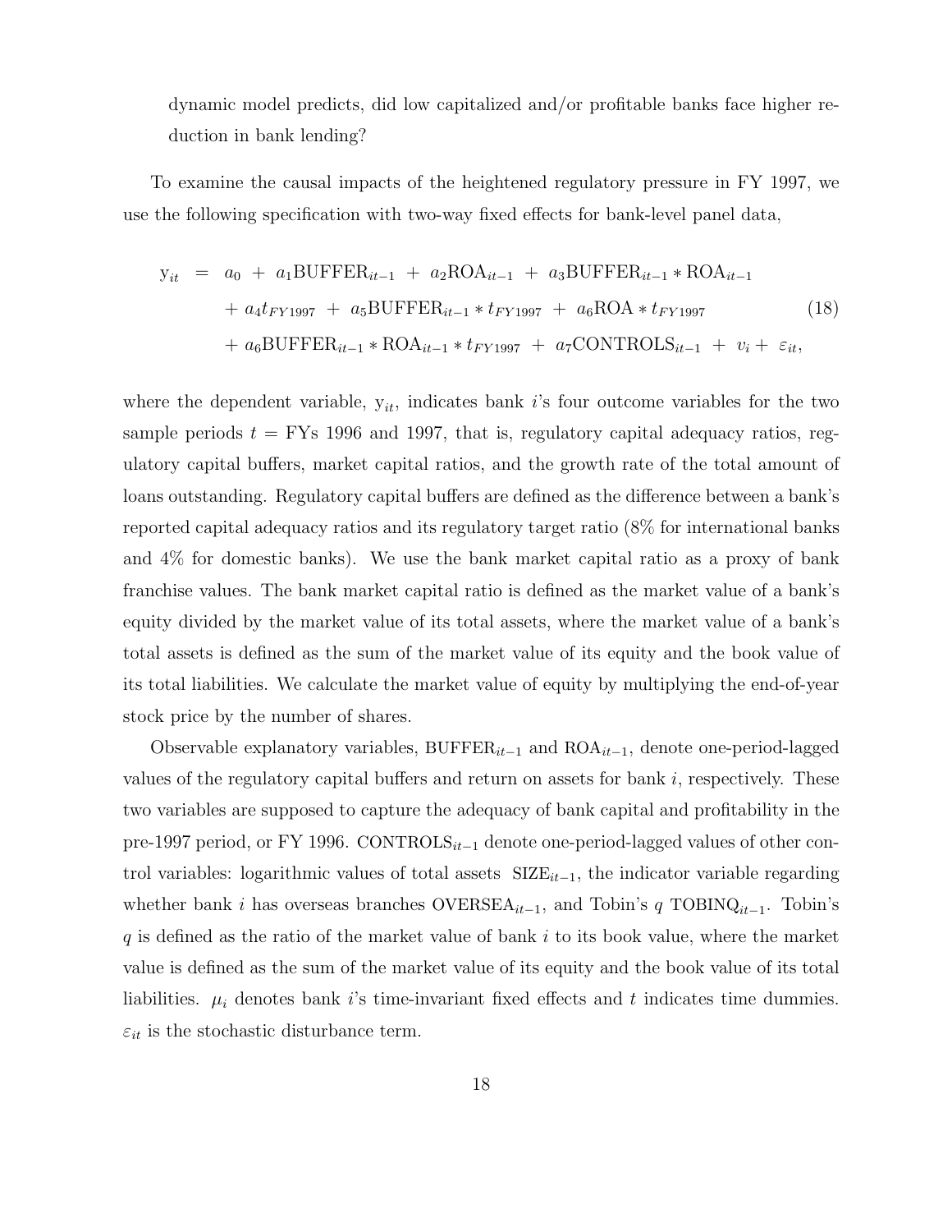dynamic model predicts, did low capitalized and/or profitable banks face higher reduction in bank lending?

To examine the causal impacts of the heightened regulatory pressure in FY 1997, we use the following specification with two-way fixed effects for bank-level panel data,

$$
\begin{aligned}
\mathrm{y}_{it} \;\; &= \;\; a_0 \; + \; a_1 \mathrm{BUFFER}_{it-1} \; + \; a_2 \mathrm{ROA}_{it-1} \; + \; a_3 \mathrm{BUFFER}_{it-1} * \mathrm{ROA}_{it-1} \\
&\quad + \; a_4 t_{FY1997} \; + \; a_5 \mathrm{BUFFER}_{it-1} * t_{FY1997} \; + \; a_6 \mathrm{ROA} * t_{FY1997} \\
&\quad + \; a_6 \mathrm{BUFFER}_{it-1} * \mathrm{ROA}_{it-1} * t_{FY1997} \; + \; a_7 \mathrm{CONTROLS}_{it-1} \; + \; v_i + \; \varepsilon_{it},
\end{aligned}
\tag{18}
$$

where the dependent variable, $\mathrm{y}_{it}$, indicates bank $i$'s four outcome variables for the two sample periods $t =$ FYs 1996 and 1997, that is, regulatory capital adequacy ratios, regulatory capital buffers, market capital ratios, and the growth rate of the total amount of loans outstanding. Regulatory capital buffers are defined as the difference between a bank's reported capital adequacy ratios and its regulatory target ratio (8% for international banks and 4% for domestic banks). We use the bank market capital ratio as a proxy of bank franchise values. The bank market capital ratio is defined as the market value of a bank's equity divided by the market value of its total assets, where the market value of a bank's total assets is defined as the sum of the market value of its equity and the book value of its total liabilities. We calculate the market value of equity by multiplying the end-of-year stock price by the number of shares.

Observable explanatory variables, $\mathrm{BUFFER}_{it-1}$ and $\mathrm{ROA}_{it-1}$, denote one-period-lagged values of the regulatory capital buffers and return on assets for bank $i$, respectively. These two variables are supposed to capture the adequacy of bank capital and profitability in the pre-1997 period, or FY 1996. $\mathrm{CONTROLS}_{it-1}$ denote one-period-lagged values of other control variables: logarithmic values of total assets $\mathrm{SIZE}_{it-1}$, the indicator variable regarding whether bank $i$ has overseas branches $\mathrm{OVERSEA}_{it-1}$, and Tobin's $q$ $\mathrm{TOBINQ}_{it-1}$. Tobin's $q$ is defined as the ratio of the market value of bank $i$ to its book value, where the market value is defined as the sum of the market value of its equity and the book value of its total liabilities. $\mu_i$ denotes bank $i$'s time-invariant fixed effects and $t$ indicates time dummies. $\varepsilon_{it}$ is the stochastic disturbance term.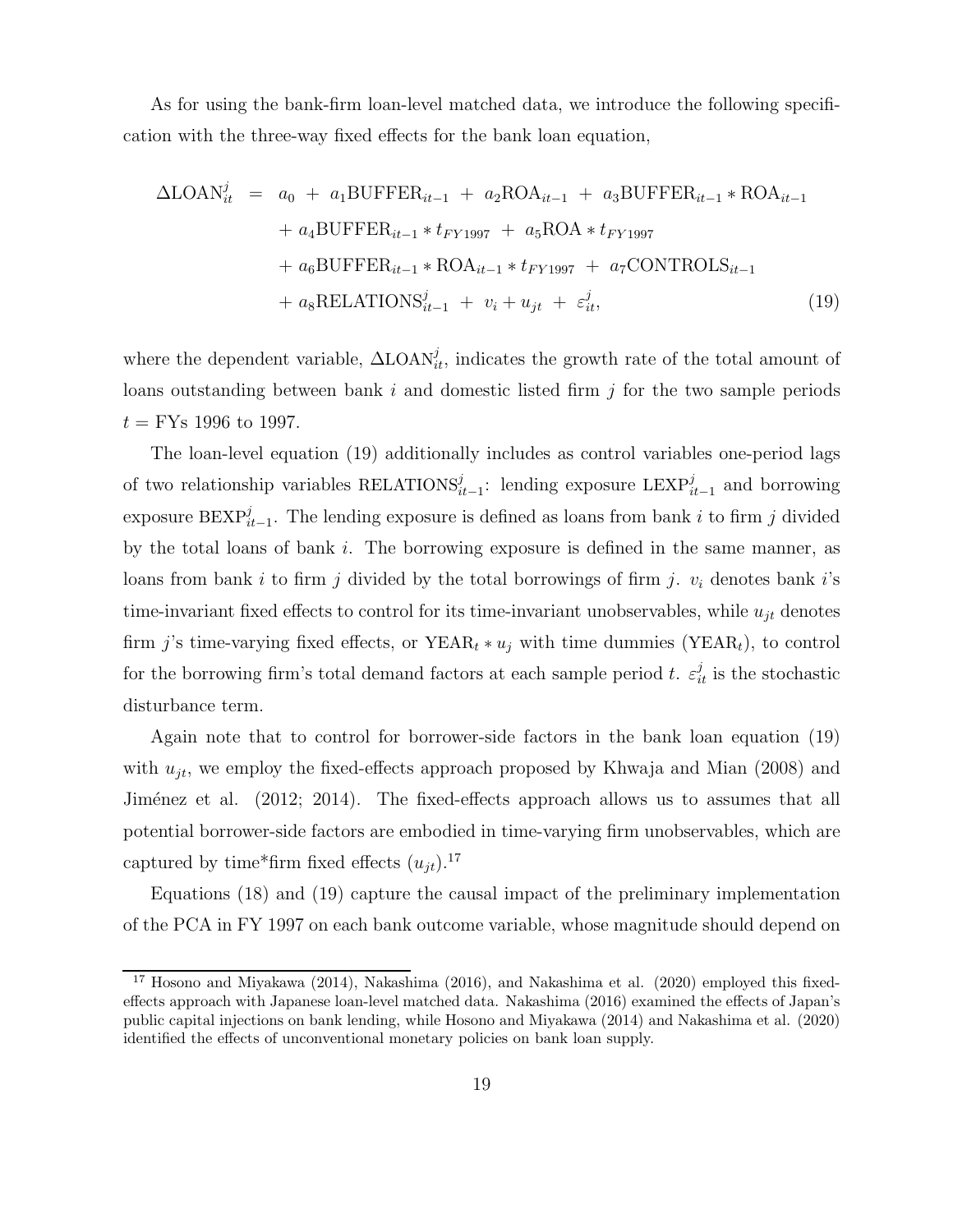As for using the bank-firm loan-level matched data, we introduce the following specification with the three-way fixed effects for the bank loan equation,

$$
\begin{aligned}
\Delta\text{LOAN}_{it}^{j} \;=\;& a_0 \;+\; a_1\text{BUFFER}_{it-1} \;+\; a_2\text{ROA}_{it-1} \;+\; a_3\text{BUFFER}_{it-1} * \text{ROA}_{it-1} \\
&+ a_4\text{BUFFER}_{it-1} * t_{FY1997} \;+\; a_5\text{ROA} * t_{FY1997} \\
&+ a_6\text{BUFFER}_{it-1} * \text{ROA}_{it-1} * t_{FY1997} \;+\; a_7\text{CONTROLS}_{it-1} \\
&+ a_8\text{RELATIONS}_{it-1}^{j} \;+\; v_i + u_{jt} \;+\; \varepsilon_{it}^{j},
\end{aligned}
\tag{19}
$$

where the dependent variable, $\Delta\text{LOAN}_{it}^{j}$, indicates the growth rate of the total amount of loans outstanding between bank $i$ and domestic listed firm $j$ for the two sample periods $t =$ FYs 1996 to 1997.

The loan-level equation (19) additionally includes as control variables one-period lags of two relationship variables $\text{RELATIONS}_{it-1}^{j}$: lending exposure $\text{LEXP}_{it-1}^{j}$ and borrowing exposure $\text{BEXP}_{it-1}^{j}$. The lending exposure is defined as loans from bank $i$ to firm $j$ divided by the total loans of bank $i$. The borrowing exposure is defined in the same manner, as loans from bank $i$ to firm $j$ divided by the total borrowings of firm $j$. $v_i$ denotes bank $i$'s time-invariant fixed effects to control for its time-invariant unobservables, while $u_{jt}$ denotes firm $j$'s time-varying fixed effects, or $\text{YEAR}_t * u_j$ with time dummies ($\text{YEAR}_t$), to control for the borrowing firm's total demand factors at each sample period $t$. $\varepsilon_{it}^{j}$ is the stochastic disturbance term.

Again note that to control for borrower-side factors in the bank loan equation (19) with $u_{jt}$, we employ the fixed-effects approach proposed by Khwaja and Mian (2008) and Jiménez et al. (2012; 2014). The fixed-effects approach allows us to assumes that all potential borrower-side factors are embodied in time-varying firm unobservables, which are captured by time*firm fixed effects ($u_{jt}$).[17]

Equations (18) and (19) capture the causal impact of the preliminary implementation of the PCA in FY 1997 on each bank outcome variable, whose magnitude should depend on

[17] Hosono and Miyakawa (2014), Nakashima (2016), and Nakashima et al. (2020) employed this fixed-effects approach with Japanese loan-level matched data. Nakashima (2016) examined the effects of Japan's public capital injections on bank lending, while Hosono and Miyakawa (2014) and Nakashima et al. (2020) identified the effects of unconventional monetary policies on bank loan supply.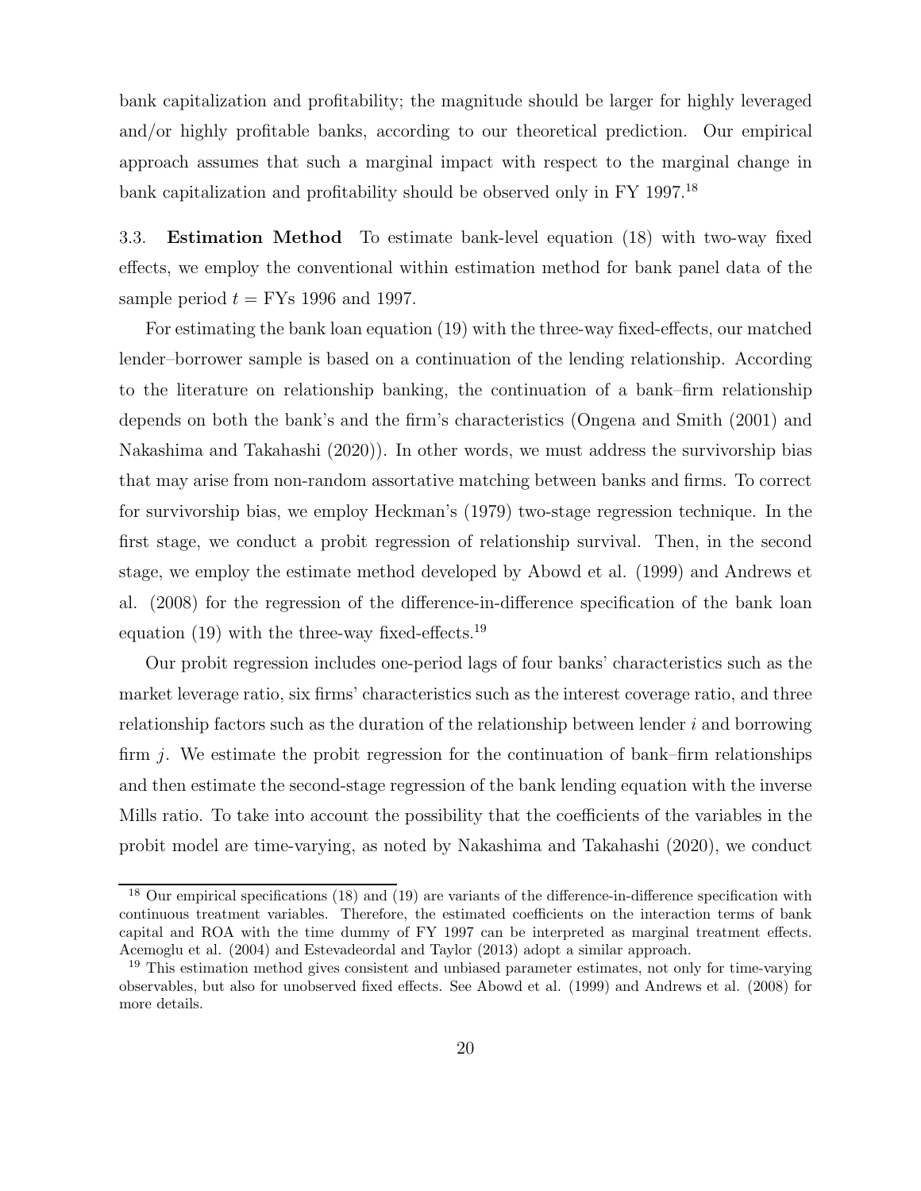bank capitalization and profitability; the magnitude should be larger for highly leveraged and/or highly profitable banks, according to our theoretical prediction. Our empirical approach assumes that such a marginal impact with respect to the marginal change in bank capitalization and profitability should be observed only in FY 1997.[18]

3.3. **Estimation Method** To estimate bank-level equation (18) with two-way fixed effects, we employ the conventional within estimation method for bank panel data of the sample period $t$ = FYs 1996 and 1997.

For estimating the bank loan equation (19) with the three-way fixed-effects, our matched lender–borrower sample is based on a continuation of the lending relationship. According to the literature on relationship banking, the continuation of a bank–firm relationship depends on both the bank's and the firm's characteristics (Ongena and Smith (2001) and Nakashima and Takahashi (2020)). In other words, we must address the survivorship bias that may arise from non-random assortative matching between banks and firms. To correct for survivorship bias, we employ Heckman's (1979) two-stage regression technique. In the first stage, we conduct a probit regression of relationship survival. Then, in the second stage, we employ the estimate method developed by Abowd et al. (1999) and Andrews et al. (2008) for the regression of the difference-in-difference specification of the bank loan equation (19) with the three-way fixed-effects.[19]

Our probit regression includes one-period lags of four banks' characteristics such as the market leverage ratio, six firms' characteristics such as the interest coverage ratio, and three relationship factors such as the duration of the relationship between lender $i$ and borrowing firm $j$. We estimate the probit regression for the continuation of bank–firm relationships and then estimate the second-stage regression of the bank lending equation with the inverse Mills ratio. To take into account the possibility that the coefficients of the variables in the probit model are time-varying, as noted by Nakashima and Takahashi (2020), we conduct

[18] Our empirical specifications (18) and (19) are variants of the difference-in-difference specification with continuous treatment variables. Therefore, the estimated coefficients on the interaction terms of bank capital and ROA with the time dummy of FY 1997 can be interpreted as marginal treatment effects. Acemoglu et al. (2004) and Estevadeordal and Taylor (2013) adopt a similar approach.

[19] This estimation method gives consistent and unbiased parameter estimates, not only for time-varying observables, but also for unobserved fixed effects. See Abowd et al. (1999) and Andrews et al. (2008) for more details.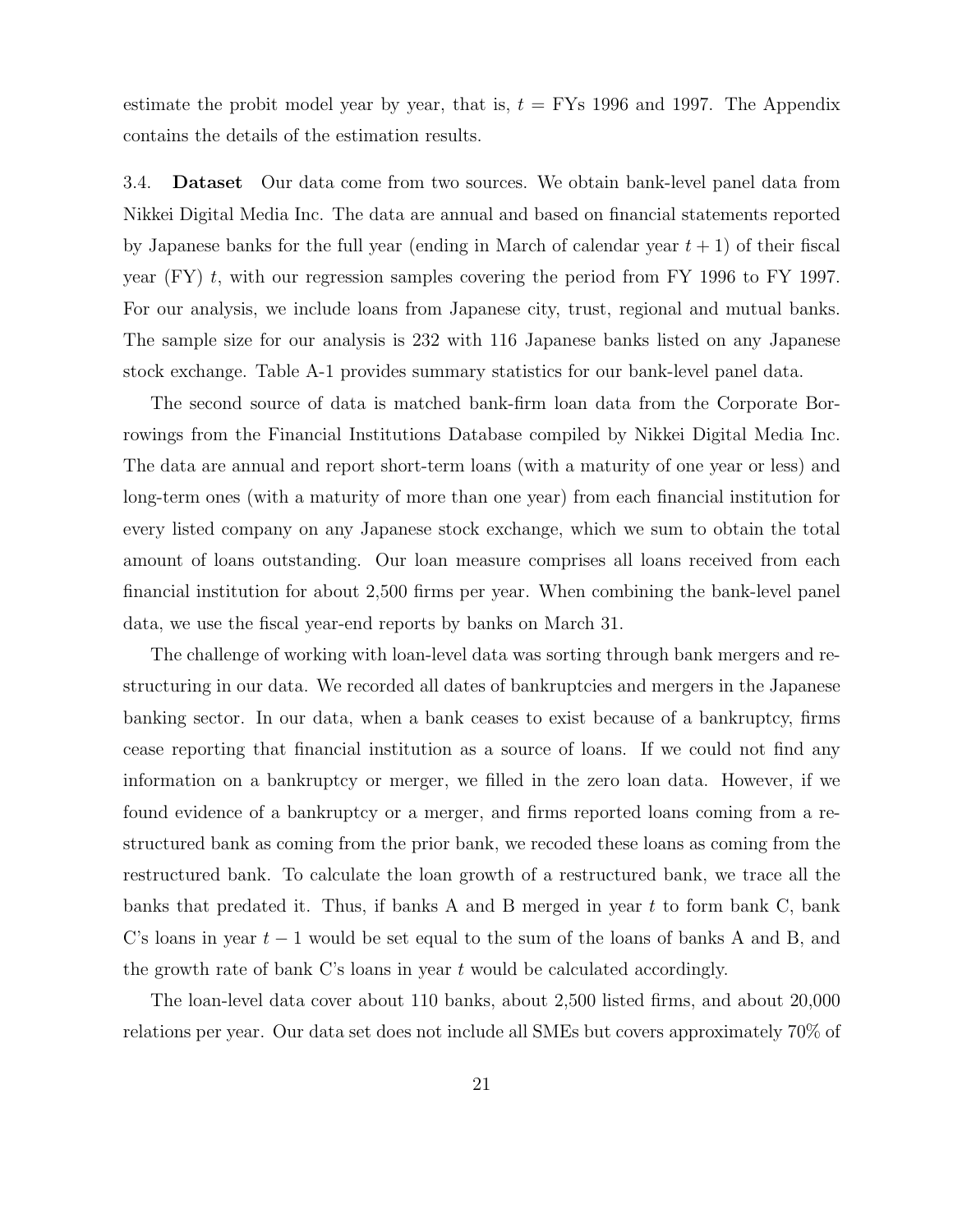estimate the probit model year by year, that is, $t$ = FYs 1996 and 1997. The Appendix contains the details of the estimation results.

3.4. **Dataset** Our data come from two sources. We obtain bank-level panel data from Nikkei Digital Media Inc. The data are annual and based on financial statements reported by Japanese banks for the full year (ending in March of calendar year $t+1$) of their fiscal year (FY) $t$, with our regression samples covering the period from FY 1996 to FY 1997. For our analysis, we include loans from Japanese city, trust, regional and mutual banks. The sample size for our analysis is 232 with 116 Japanese banks listed on any Japanese stock exchange. Table A-1 provides summary statistics for our bank-level panel data.

The second source of data is matched bank-firm loan data from the Corporate Borrowings from the Financial Institutions Database compiled by Nikkei Digital Media Inc. The data are annual and report short-term loans (with a maturity of one year or less) and long-term ones (with a maturity of more than one year) from each financial institution for every listed company on any Japanese stock exchange, which we sum to obtain the total amount of loans outstanding. Our loan measure comprises all loans received from each financial institution for about 2,500 firms per year. When combining the bank-level panel data, we use the fiscal year-end reports by banks on March 31.

The challenge of working with loan-level data was sorting through bank mergers and restructuring in our data. We recorded all dates of bankruptcies and mergers in the Japanese banking sector. In our data, when a bank ceases to exist because of a bankruptcy, firms cease reporting that financial institution as a source of loans. If we could not find any information on a bankruptcy or merger, we filled in the zero loan data. However, if we found evidence of a bankruptcy or a merger, and firms reported loans coming from a restructured bank as coming from the prior bank, we recoded these loans as coming from the restructured bank. To calculate the loan growth of a restructured bank, we trace all the banks that predated it. Thus, if banks A and B merged in year $t$ to form bank C, bank C's loans in year $t-1$ would be set equal to the sum of the loans of banks A and B, and the growth rate of bank C's loans in year $t$ would be calculated accordingly.

The loan-level data cover about 110 banks, about 2,500 listed firms, and about 20,000 relations per year. Our data set does not include all SMEs but covers approximately 70% of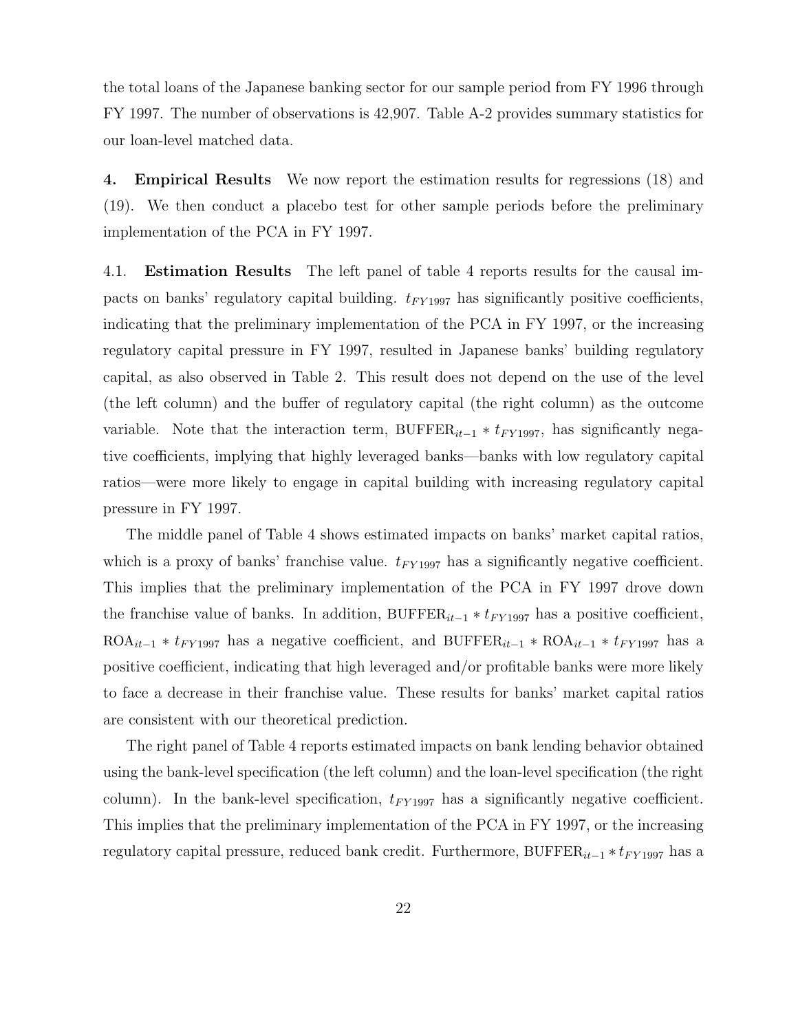the total loans of the Japanese banking sector for our sample period from FY 1996 through FY 1997. The number of observations is 42,907. Table A-2 provides summary statistics for our loan-level matched data.

**4. Empirical Results** We now report the estimation results for regressions (18) and (19). We then conduct a placebo test for other sample periods before the preliminary implementation of the PCA in FY 1997.

4.1. **Estimation Results** The left panel of table 4 reports results for the causal impacts on banks' regulatory capital building. $t_{FY1997}$ has significantly positive coefficients, indicating that the preliminary implementation of the PCA in FY 1997, or the increasing regulatory capital pressure in FY 1997, resulted in Japanese banks' building regulatory capital, as also observed in Table 2. This result does not depend on the use of the level (the left column) and the buffer of regulatory capital (the right column) as the outcome variable. Note that the interaction term, $\text{BUFFER}_{it-1} * t_{FY1997}$, has significantly negative coefficients, implying that highly leveraged banks—banks with low regulatory capital ratios—were more likely to engage in capital building with increasing regulatory capital pressure in FY 1997.

The middle panel of Table 4 shows estimated impacts on banks' market capital ratios, which is a proxy of banks' franchise value. $t_{FY1997}$ has a significantly negative coefficient. This implies that the preliminary implementation of the PCA in FY 1997 drove down the franchise value of banks. In addition, $\text{BUFFER}_{it-1} * t_{FY1997}$ has a positive coefficient, $\text{ROA}_{it-1} * t_{FY1997}$ has a negative coefficient, and $\text{BUFFER}_{it-1} * \text{ROA}_{it-1} * t_{FY1997}$ has a positive coefficient, indicating that high leveraged and/or profitable banks were more likely to face a decrease in their franchise value. These results for banks' market capital ratios are consistent with our theoretical prediction.

The right panel of Table 4 reports estimated impacts on bank lending behavior obtained using the bank-level specification (the left column) and the loan-level specification (the right column). In the bank-level specification, $t_{FY1997}$ has a significantly negative coefficient. This implies that the preliminary implementation of the PCA in FY 1997, or the increasing regulatory capital pressure, reduced bank credit. Furthermore, $\text{BUFFER}_{it-1} * t_{FY1997}$ has a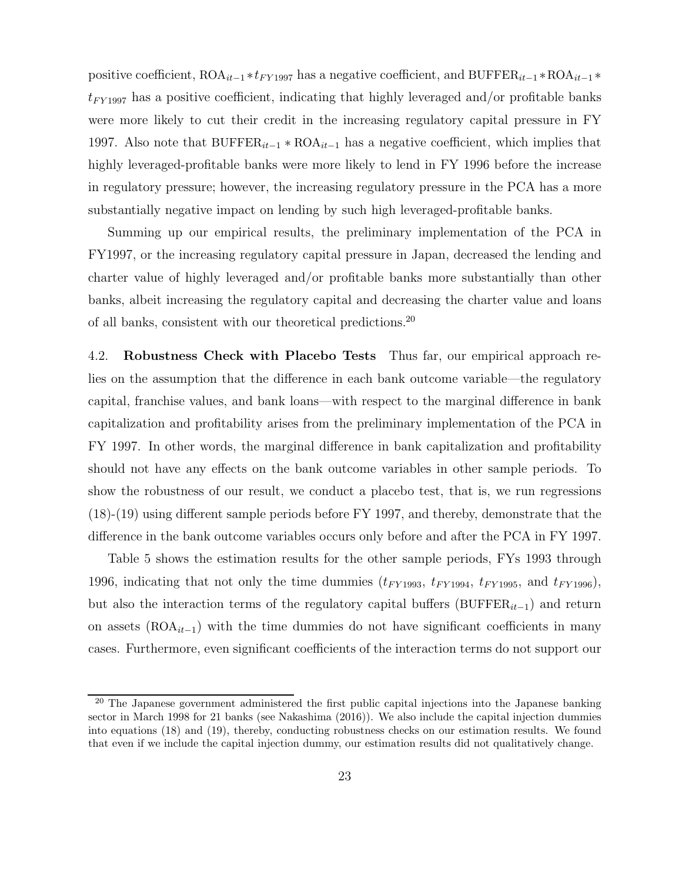positive coefficient, $\text{ROA}_{it-1} * t_{FY1997}$ has a negative coefficient, and $\text{BUFFER}_{it-1} * \text{ROA}_{it-1} * t_{FY1997}$ has a positive coefficient, indicating that highly leveraged and/or profitable banks were more likely to cut their credit in the increasing regulatory capital pressure in FY 1997. Also note that $\text{BUFFER}_{it-1} * \text{ROA}_{it-1}$ has a negative coefficient, which implies that highly leveraged-profitable banks were more likely to lend in FY 1996 before the increase in regulatory pressure; however, the increasing regulatory pressure in the PCA has a more substantially negative impact on lending by such high leveraged-profitable banks.

Summing up our empirical results, the preliminary implementation of the PCA in FY1997, or the increasing regulatory capital pressure in Japan, decreased the lending and charter value of highly leveraged and/or profitable banks more substantially than other banks, albeit increasing the regulatory capital and decreasing the charter value and loans of all banks, consistent with our theoretical predictions.[20]

4.2. **Robustness Check with Placebo Tests** Thus far, our empirical approach relies on the assumption that the difference in each bank outcome variable—the regulatory capital, franchise values, and bank loans—with respect to the marginal difference in bank capitalization and profitability arises from the preliminary implementation of the PCA in FY 1997. In other words, the marginal difference in bank capitalization and profitability should not have any effects on the bank outcome variables in other sample periods. To show the robustness of our result, we conduct a placebo test, that is, we run regressions (18)-(19) using different sample periods before FY 1997, and thereby, demonstrate that the difference in the bank outcome variables occurs only before and after the PCA in FY 1997.

Table 5 shows the estimation results for the other sample periods, FYs 1993 through 1996, indicating that not only the time dummies ($t_{FY1993}$, $t_{FY1994}$, $t_{FY1995}$, and $t_{FY1996}$), but also the interaction terms of the regulatory capital buffers ($\text{BUFFER}_{it-1}$) and return on assets ($\text{ROA}_{it-1}$) with the time dummies do not have significant coefficients in many cases. Furthermore, even significant coefficients of the interaction terms do not support our

[20] The Japanese government administered the first public capital injections into the Japanese banking sector in March 1998 for 21 banks (see Nakashima (2016)). We also include the capital injection dummies into equations (18) and (19), thereby, conducting robustness checks on our estimation results. We found that even if we include the capital injection dummy, our estimation results did not qualitatively change.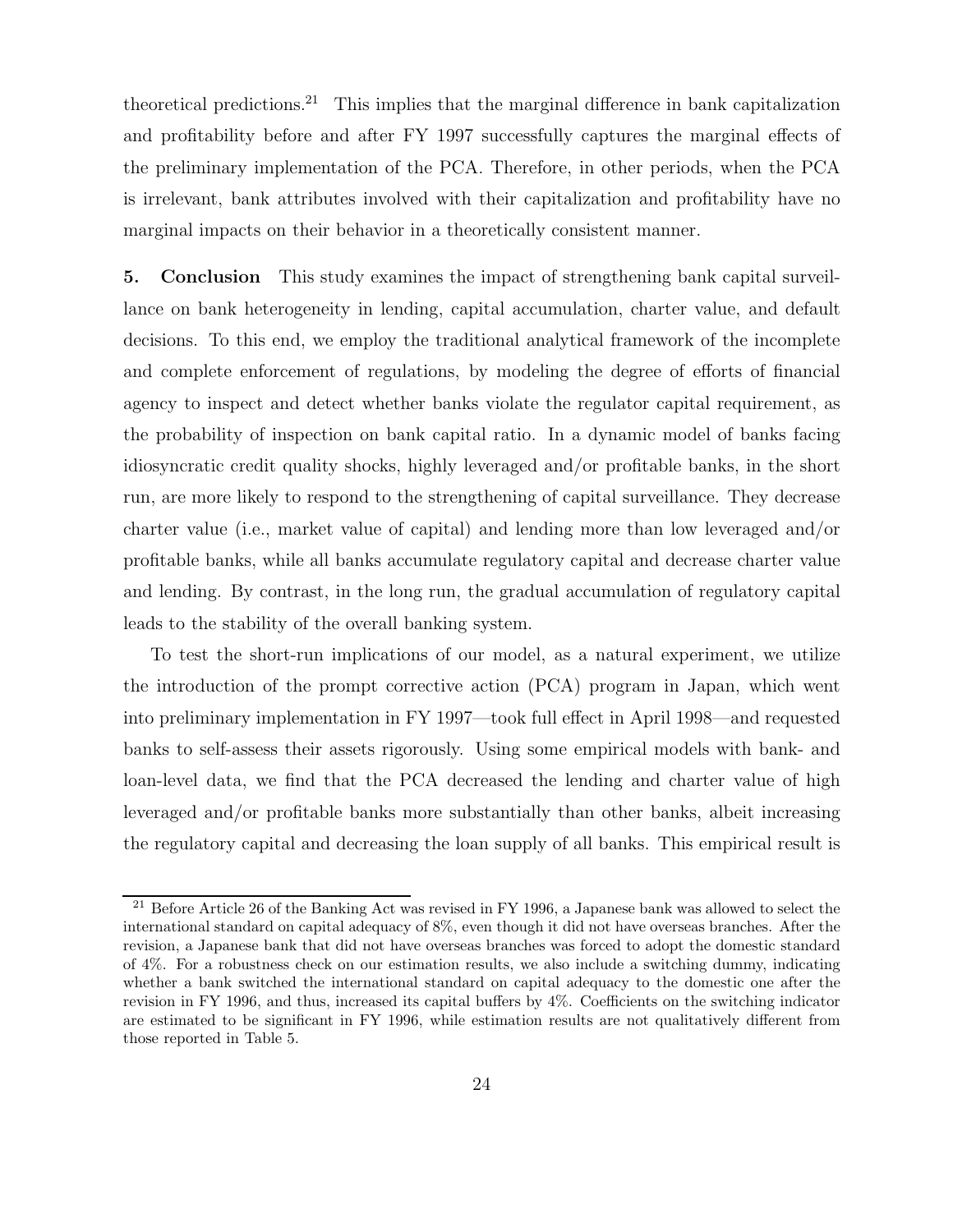theoretical predictions.[21] This implies that the marginal difference in bank capitalization and profitability before and after FY 1997 successfully captures the marginal effects of the preliminary implementation of the PCA. Therefore, in other periods, when the PCA is irrelevant, bank attributes involved with their capitalization and profitability have no marginal impacts on their behavior in a theoretically consistent manner.

**5. Conclusion** This study examines the impact of strengthening bank capital surveillance on bank heterogeneity in lending, capital accumulation, charter value, and default decisions. To this end, we employ the traditional analytical framework of the incomplete and complete enforcement of regulations, by modeling the degree of efforts of financial agency to inspect and detect whether banks violate the regulator capital requirement, as the probability of inspection on bank capital ratio. In a dynamic model of banks facing idiosyncratic credit quality shocks, highly leveraged and/or profitable banks, in the short run, are more likely to respond to the strengthening of capital surveillance. They decrease charter value (i.e., market value of capital) and lending more than low leveraged and/or profitable banks, while all banks accumulate regulatory capital and decrease charter value and lending. By contrast, in the long run, the gradual accumulation of regulatory capital leads to the stability of the overall banking system.

To test the short-run implications of our model, as a natural experiment, we utilize the introduction of the prompt corrective action (PCA) program in Japan, which went into preliminary implementation in FY 1997—took full effect in April 1998—and requested banks to self-assess their assets rigorously. Using some empirical models with bank- and loan-level data, we find that the PCA decreased the lending and charter value of high leveraged and/or profitable banks more substantially than other banks, albeit increasing the regulatory capital and decreasing the loan supply of all banks. This empirical result is

[21] Before Article 26 of the Banking Act was revised in FY 1996, a Japanese bank was allowed to select the international standard on capital adequacy of 8%, even though it did not have overseas branches. After the revision, a Japanese bank that did not have overseas branches was forced to adopt the domestic standard of 4%. For a robustness check on our estimation results, we also include a switching dummy, indicating whether a bank switched the international standard on capital adequacy to the domestic one after the revision in FY 1996, and thus, increased its capital buffers by 4%. Coefficients on the switching indicator are estimated to be significant in FY 1996, while estimation results are not qualitatively different from those reported in Table 5.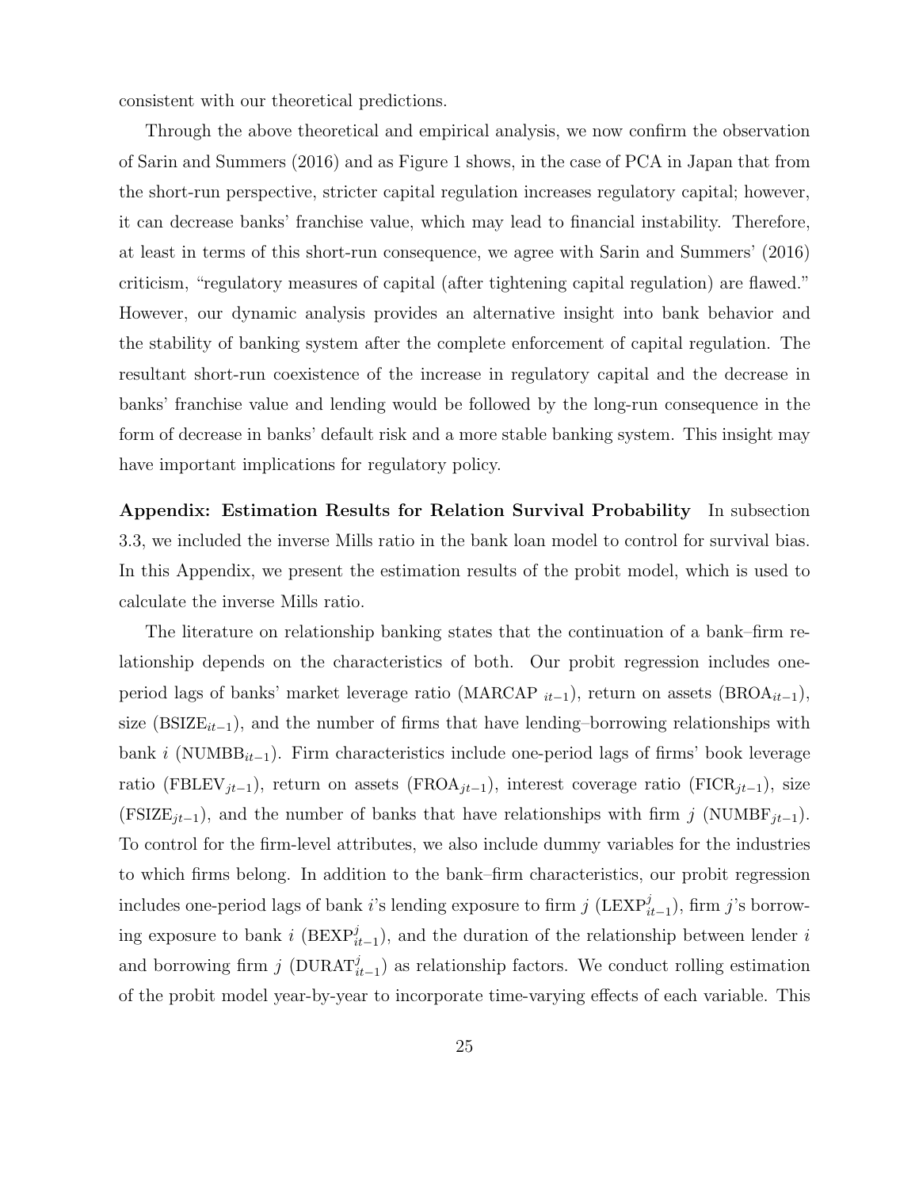consistent with our theoretical predictions.

Through the above theoretical and empirical analysis, we now confirm the observation of Sarin and Summers (2016) and as Figure 1 shows, in the case of PCA in Japan that from the short-run perspective, stricter capital regulation increases regulatory capital; however, it can decrease banks' franchise value, which may lead to financial instability. Therefore, at least in terms of this short-run consequence, we agree with Sarin and Summers' (2016) criticism, "regulatory measures of capital (after tightening capital regulation) are flawed." However, our dynamic analysis provides an alternative insight into bank behavior and the stability of banking system after the complete enforcement of capital regulation. The resultant short-run coexistence of the increase in regulatory capital and the decrease in banks' franchise value and lending would be followed by the long-run consequence in the form of decrease in banks' default risk and a more stable banking system. This insight may have important implications for regulatory policy.

**Appendix: Estimation Results for Relation Survival Probability** In subsection 3.3, we included the inverse Mills ratio in the bank loan model to control for survival bias. In this Appendix, we present the estimation results of the probit model, which is used to calculate the inverse Mills ratio.

The literature on relationship banking states that the continuation of a bank–firm relationship depends on the characteristics of both. Our probit regression includes one-period lags of banks' market leverage ratio ($\text{MARCAP}_{it-1}$), return on assets ($\text{BROA}_{it-1}$), size ($\text{BSIZE}_{it-1}$), and the number of firms that have lending–borrowing relationships with bank $i$ ($\text{NUMBB}_{it-1}$). Firm characteristics include one-period lags of firms' book leverage ratio ($\text{FBLEV}_{jt-1}$), return on assets ($\text{FROA}_{jt-1}$), interest coverage ratio ($\text{FICR}_{jt-1}$), size ($\text{FSIZE}_{jt-1}$), and the number of banks that have relationships with firm $j$ ($\text{NUMBF}_{jt-1}$). To control for the firm-level attributes, we also include dummy variables for the industries to which firms belong. In addition to the bank–firm characteristics, our probit regression includes one-period lags of bank $i$'s lending exposure to firm $j$ ($\text{LEXP}^{j}_{it-1}$), firm $j$'s borrowing exposure to bank $i$ ($\text{BEXP}^{j}_{it-1}$), and the duration of the relationship between lender $i$ and borrowing firm $j$ ($\text{DURAT}^{j}_{it-1}$) as relationship factors. We conduct rolling estimation of the probit model year-by-year to incorporate time-varying effects of each variable. This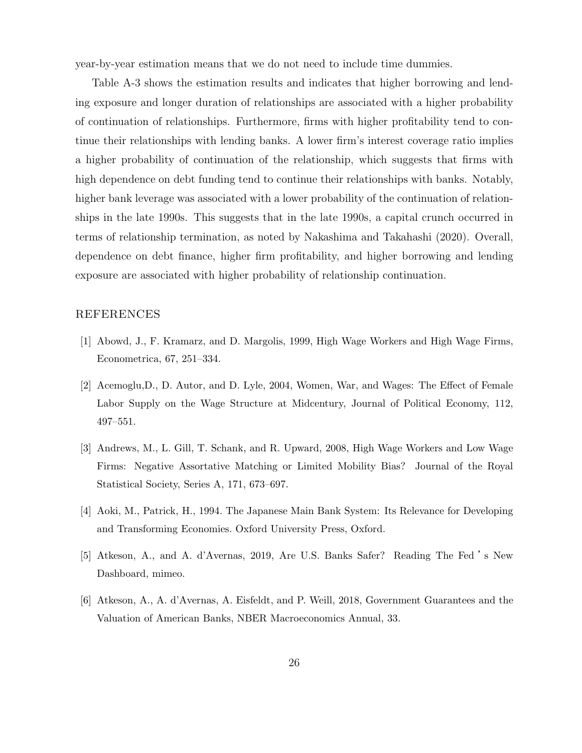year-by-year estimation means that we do not need to include time dummies.

Table A-3 shows the estimation results and indicates that higher borrowing and lending exposure and longer duration of relationships are associated with a higher probability of continuation of relationships. Furthermore, firms with higher profitability tend to continue their relationships with lending banks. A lower firm's interest coverage ratio implies a higher probability of continuation of the relationship, which suggests that firms with high dependence on debt funding tend to continue their relationships with banks. Notably, higher bank leverage was associated with a lower probability of the continuation of relationships in the late 1990s. This suggests that in the late 1990s, a capital crunch occurred in terms of relationship termination, as noted by Nakashima and Takahashi (2020). Overall, dependence on debt finance, higher firm profitability, and higher borrowing and lending exposure are associated with higher probability of relationship continuation.

## REFERENCES

[1] Abowd, J., F. Kramarz, and D. Margolis, 1999, High Wage Workers and High Wage Firms, Econometrica, 67, 251–334.

[2] Acemoglu,D., D. Autor, and D. Lyle, 2004, Women, War, and Wages: The Effect of Female Labor Supply on the Wage Structure at Midcentury, Journal of Political Economy, 112, 497–551.

[3] Andrews, M., L. Gill, T. Schank, and R. Upward, 2008, High Wage Workers and Low Wage Firms: Negative Assortative Matching or Limited Mobility Bias? Journal of the Royal Statistical Society, Series A, 171, 673–697.

[4] Aoki, M., Patrick, H., 1994. The Japanese Main Bank System: Its Relevance for Developing and Transforming Economies. Oxford University Press, Oxford.

[5] Atkeson, A., and A. d'Avernas, 2019, Are U.S. Banks Safer? Reading The Fed ' s New Dashboard, mimeo.

[6] Atkeson, A., A. d'Avernas, A. Eisfeldt, and P. Weill, 2018, Government Guarantees and the Valuation of American Banks, NBER Macroeconomics Annual, 33.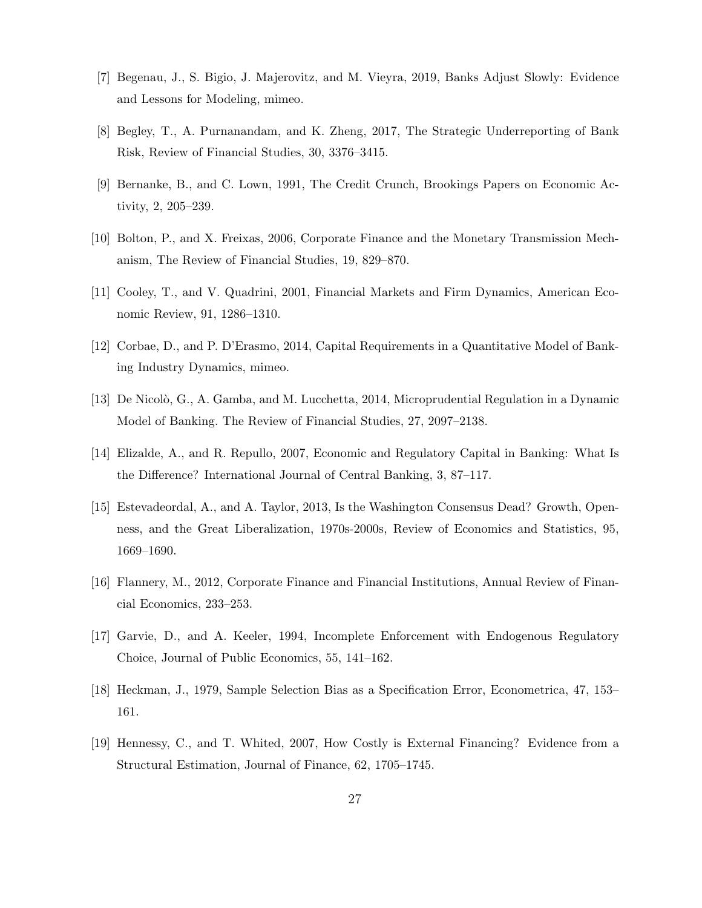[7] Begenau, J., S. Bigio, J. Majerovitz, and M. Vieyra, 2019, Banks Adjust Slowly: Evidence and Lessons for Modeling, mimeo.

[8] Begley, T., A. Purnanandam, and K. Zheng, 2017, The Strategic Underreporting of Bank Risk, Review of Financial Studies, 30, 3376–3415.

[9] Bernanke, B., and C. Lown, 1991, The Credit Crunch, Brookings Papers on Economic Activity, 2, 205–239.

[10] Bolton, P., and X. Freixas, 2006, Corporate Finance and the Monetary Transmission Mechanism, The Review of Financial Studies, 19, 829–870.

[11] Cooley, T., and V. Quadrini, 2001, Financial Markets and Firm Dynamics, American Economic Review, 91, 1286–1310.

[12] Corbae, D., and P. D'Erasmo, 2014, Capital Requirements in a Quantitative Model of Banking Industry Dynamics, mimeo.

[13] De Nicolò, G., A. Gamba, and M. Lucchetta, 2014, Microprudential Regulation in a Dynamic Model of Banking. The Review of Financial Studies, 27, 2097–2138.

[14] Elizalde, A., and R. Repullo, 2007, Economic and Regulatory Capital in Banking: What Is the Difference? International Journal of Central Banking, 3, 87–117.

[15] Estevadeordal, A., and A. Taylor, 2013, Is the Washington Consensus Dead? Growth, Openness, and the Great Liberalization, 1970s-2000s, Review of Economics and Statistics, 95, 1669–1690.

[16] Flannery, M., 2012, Corporate Finance and Financial Institutions, Annual Review of Financial Economics, 233–253.

[17] Garvie, D., and A. Keeler, 1994, Incomplete Enforcement with Endogenous Regulatory Choice, Journal of Public Economics, 55, 141–162.

[18] Heckman, J., 1979, Sample Selection Bias as a Specification Error, Econometrica, 47, 153–161.

[19] Hennessy, C., and T. Whited, 2007, How Costly is External Financing? Evidence from a Structural Estimation, Journal of Finance, 62, 1705–1745.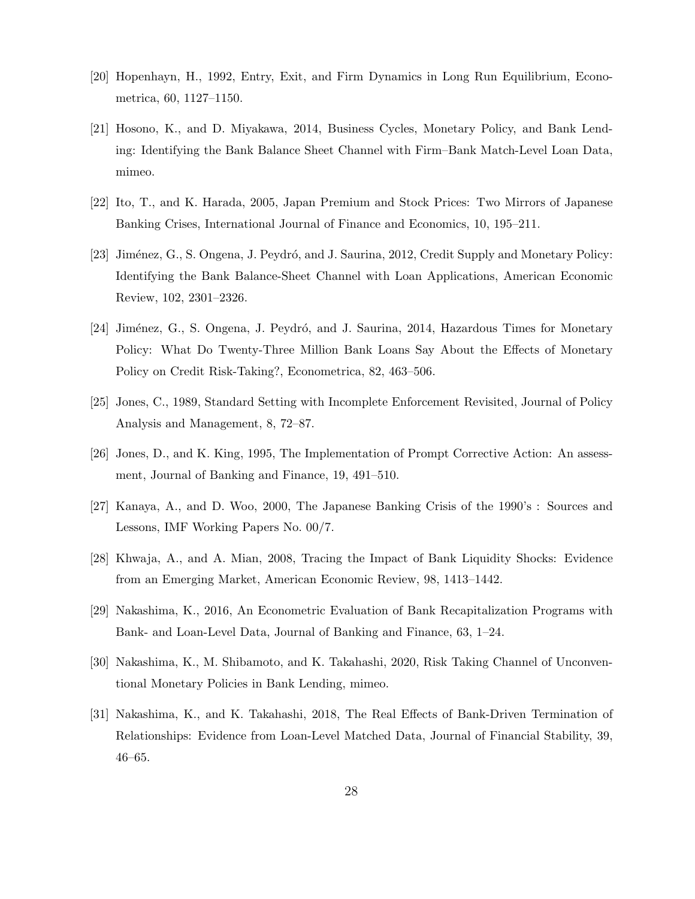[20] Hopenhayn, H., 1992, Entry, Exit, and Firm Dynamics in Long Run Equilibrium, Econometrica, 60, 1127–1150.

[21] Hosono, K., and D. Miyakawa, 2014, Business Cycles, Monetary Policy, and Bank Lending: Identifying the Bank Balance Sheet Channel with Firm–Bank Match-Level Loan Data, mimeo.

[22] Ito, T., and K. Harada, 2005, Japan Premium and Stock Prices: Two Mirrors of Japanese Banking Crises, International Journal of Finance and Economics, 10, 195–211.

[23] Jiménez, G., S. Ongena, J. Peydró, and J. Saurina, 2012, Credit Supply and Monetary Policy: Identifying the Bank Balance-Sheet Channel with Loan Applications, American Economic Review, 102, 2301–2326.

[24] Jiménez, G., S. Ongena, J. Peydró, and J. Saurina, 2014, Hazardous Times for Monetary Policy: What Do Twenty-Three Million Bank Loans Say About the Effects of Monetary Policy on Credit Risk-Taking?, Econometrica, 82, 463–506.

[25] Jones, C., 1989, Standard Setting with Incomplete Enforcement Revisited, Journal of Policy Analysis and Management, 8, 72–87.

[26] Jones, D., and K. King, 1995, The Implementation of Prompt Corrective Action: An assessment, Journal of Banking and Finance, 19, 491–510.

[27] Kanaya, A., and D. Woo, 2000, The Japanese Banking Crisis of the 1990's : Sources and Lessons, IMF Working Papers No. 00/7.

[28] Khwaja, A., and A. Mian, 2008, Tracing the Impact of Bank Liquidity Shocks: Evidence from an Emerging Market, American Economic Review, 98, 1413–1442.

[29] Nakashima, K., 2016, An Econometric Evaluation of Bank Recapitalization Programs with Bank- and Loan-Level Data, Journal of Banking and Finance, 63, 1–24.

[30] Nakashima, K., M. Shibamoto, and K. Takahashi, 2020, Risk Taking Channel of Unconventional Monetary Policies in Bank Lending, mimeo.

[31] Nakashima, K., and K. Takahashi, 2018, The Real Effects of Bank-Driven Termination of Relationships: Evidence from Loan-Level Matched Data, Journal of Financial Stability, 39, 46–65.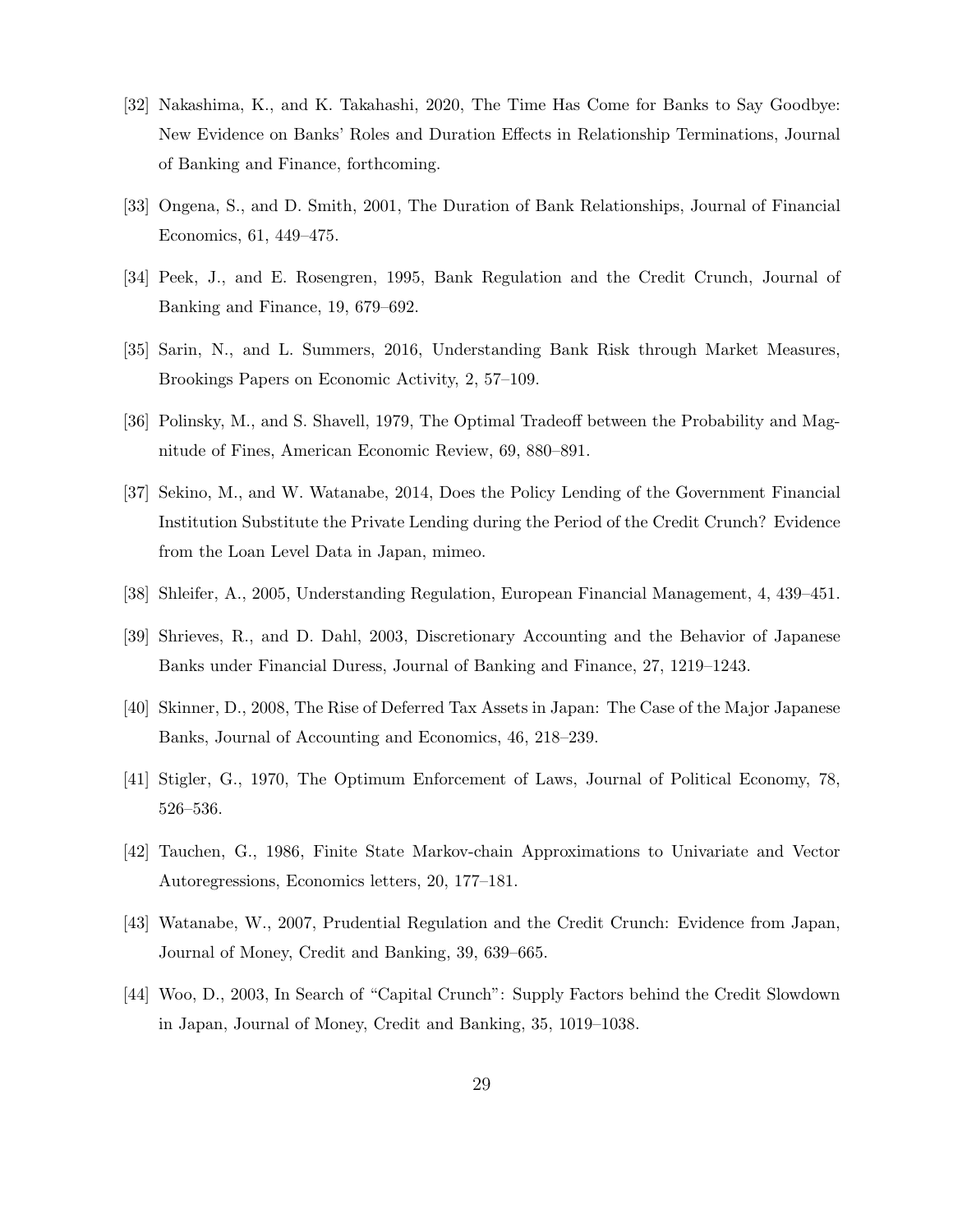[32] Nakashima, K., and K. Takahashi, 2020, The Time Has Come for Banks to Say Goodbye: New Evidence on Banks' Roles and Duration Effects in Relationship Terminations, Journal of Banking and Finance, forthcoming.

[33] Ongena, S., and D. Smith, 2001, The Duration of Bank Relationships, Journal of Financial Economics, 61, 449–475.

[34] Peek, J., and E. Rosengren, 1995, Bank Regulation and the Credit Crunch, Journal of Banking and Finance, 19, 679–692.

[35] Sarin, N., and L. Summers, 2016, Understanding Bank Risk through Market Measures, Brookings Papers on Economic Activity, 2, 57–109.

[36] Polinsky, M., and S. Shavell, 1979, The Optimal Tradeoff between the Probability and Magnitude of Fines, American Economic Review, 69, 880–891.

[37] Sekino, M., and W. Watanabe, 2014, Does the Policy Lending of the Government Financial Institution Substitute the Private Lending during the Period of the Credit Crunch? Evidence from the Loan Level Data in Japan, mimeo.

[38] Shleifer, A., 2005, Understanding Regulation, European Financial Management, 4, 439–451.

[39] Shrieves, R., and D. Dahl, 2003, Discretionary Accounting and the Behavior of Japanese Banks under Financial Duress, Journal of Banking and Finance, 27, 1219–1243.

[40] Skinner, D., 2008, The Rise of Deferred Tax Assets in Japan: The Case of the Major Japanese Banks, Journal of Accounting and Economics, 46, 218–239.

[41] Stigler, G., 1970, The Optimum Enforcement of Laws, Journal of Political Economy, 78, 526–536.

[42] Tauchen, G., 1986, Finite State Markov-chain Approximations to Univariate and Vector Autoregressions, Economics letters, 20, 177–181.

[43] Watanabe, W., 2007, Prudential Regulation and the Credit Crunch: Evidence from Japan, Journal of Money, Credit and Banking, 39, 639–665.

[44] Woo, D., 2003, In Search of "Capital Crunch": Supply Factors behind the Credit Slowdown in Japan, Journal of Money, Credit and Banking, 35, 1019–1038.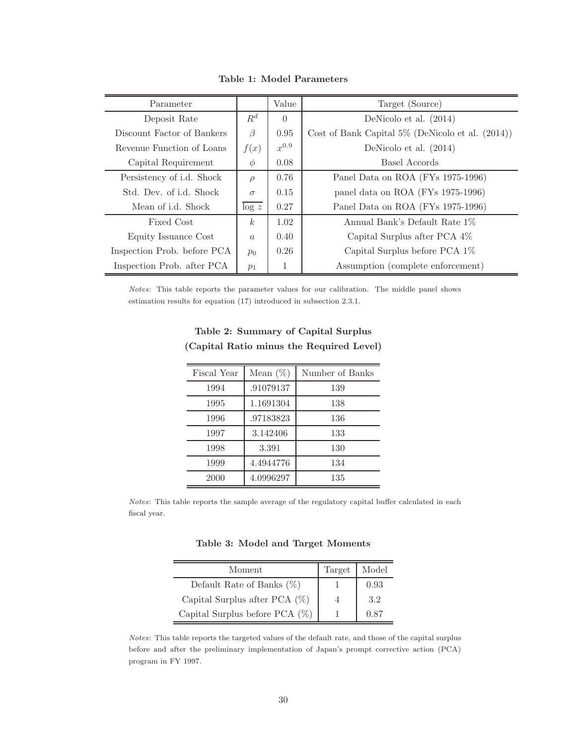**Table 1: Model Parameters**

| Parameter | | Value | Target (Source) |
|---|---|---|---|
| Deposit Rate | $R^d$ | 0 | DeNicolo et al. (2014) |
| Discount Factor of Bankers | $\beta$ | 0.95 | Cost of Bank Capital 5% (DeNicolo et al. (2014)) |
| Revenue Function of Loans | $f(x)$ | $x^{0.9}$ | DeNicolo et al. (2014) |
| Capital Requirement | $\phi$ | 0.08 | Basel Accords |
| Persistency of i.d. Shock | $\rho$ | 0.76 | Panel Data on ROA (FYs 1975-1996) |
| Std. Dev. of i.d. Shock | $\sigma$ | 0.15 | panel data on ROA (FYs 1975-1996) |
| Mean of i.d. Shock | $\overline{\log z}$ | 0.27 | Panel Data on ROA (FYs 1975-1996) |
| Fixed Cost | $k$ | 1.02 | Annual Bank's Default Rate 1% |
| Equity Issuance Cost | $a$ | 0.40 | Capital Surplus after PCA 4% |
| Inspection Prob. before PCA | $p_0$ | 0.26 | Capital Surplus before PCA 1% |
| Inspection Prob. after PCA | $p_1$ | 1 | Assumption (complete enforcement) |

*Notes*: This table reports the parameter values for our calibration. The middle panel shows estimation results for equation (17) introduced in subsection 2.3.1.

**Table 2: Summary of Capital Surplus (Capital Ratio minus the Required Level)**

| Fiscal Year | Mean (%) | Number of Banks |
|---|---|---|
| 1994 | .91079137 | 139 |
| 1995 | 1.1691304 | 138 |
| 1996 | .97183823 | 136 |
| 1997 | 3.142406 | 133 |
| 1998 | 3.391 | 130 |
| 1999 | 4.4944776 | 134 |
| 2000 | 4.0996297 | 135 |

*Notes*: This table reports the sample average of the regulatory capital buffer calculated in each fiscal year.

**Table 3: Model and Target Moments**

| Moment | Target | Model |
|---|---|---|
| Default Rate of Banks (%) | 1 | 0.93 |
| Capital Surplus after PCA (%) | 4 | 3.2 |
| Capital Surplus before PCA (%) | 1 | 0.87 |

*Notes*: This table reports the targeted values of the default rate, and those of the capital surplus before and after the preliminary implementation of Japan's prompt corrective action (PCA) program in FY 1997.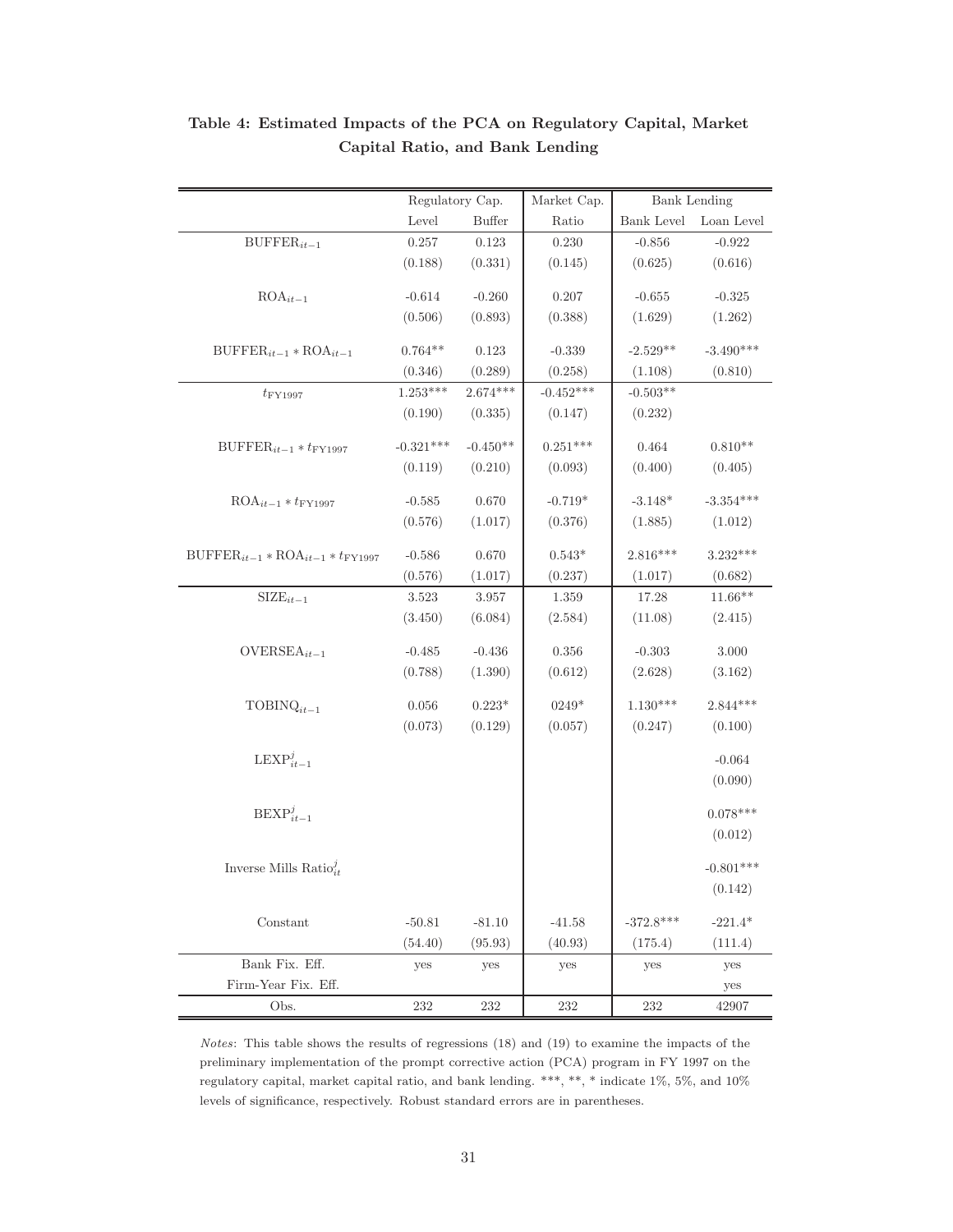**Table 4: Estimated Impacts of the PCA on Regulatory Capital, Market Capital Ratio, and Bank Lending**

| | Regulatory Cap. | | Market Cap. | Bank Lending | |
|---|---|---|---|---|---|
| | Level | Buffer | Ratio | Bank Level | Loan Level |
| $\text{BUFFER}_{it-1}$ | 0.257 | 0.123 | 0.230 | -0.856 | -0.922 |
| | (0.188) | (0.331) | (0.145) | (0.625) | (0.616) |
| $\text{ROA}_{it-1}$ | -0.614 | -0.260 | 0.207 | -0.655 | -0.325 |
| | (0.506) | (0.893) | (0.388) | (1.629) | (1.262) |
| $\text{BUFFER}_{it-1} * \text{ROA}_{it-1}$ | 0.764** | 0.123 | -0.339 | -2.529** | -3.490*** |
| | (0.346) | (0.289) | (0.258) | (1.108) | (0.810) |
| $t_{\text{FY1997}}$ | 1.253*** | 2.674*** | -0.452*** | -0.503** | |
| | (0.190) | (0.335) | (0.147) | (0.232) | |
| $\text{BUFFER}_{it-1} * t_{\text{FY1997}}$ | -0.321*** | -0.450** | 0.251*** | 0.464 | 0.810** |
| | (0.119) | (0.210) | (0.093) | (0.400) | (0.405) |
| $\text{ROA}_{it-1} * t_{\text{FY1997}}$ | -0.585 | 0.670 | -0.719* | -3.148* | -3.354*** |
| | (0.576) | (1.017) | (0.376) | (1.885) | (1.012) |
| $\text{BUFFER}_{it-1} * \text{ROA}_{it-1} * t_{\text{FY1997}}$ | -0.586 | 0.670 | 0.543* | 2.816*** | 3.232*** |
| | (0.576) | (1.017) | (0.237) | (1.017) | (0.682) |
| $\text{SIZE}_{it-1}$ | 3.523 | 3.957 | 1.359 | 17.28 | 11.66** |
| | (3.450) | (6.084) | (2.584) | (11.08) | (2.415) |
| $\text{OVERSEA}_{it-1}$ | -0.485 | -0.436 | 0.356 | -0.303 | 3.000 |
| | (0.788) | (1.390) | (0.612) | (2.628) | (3.162) |
| $\text{TOBINQ}_{it-1}$ | 0.056 | 0.223* | 0249* | 1.130*** | 2.844*** |
| | (0.073) | (0.129) | (0.057) | (0.247) | (0.100) |
| $\text{LEXP}^{j}_{it-1}$ | | | | | -0.064 |
| | | | | | (0.090) |
| $\text{BEXP}^{j}_{it-1}$ | | | | | 0.078*** |
| | | | | | (0.012) |
| Inverse Mills $\text{Ratio}^{j}_{it}$ | | | | | -0.801*** |
| | | | | | (0.142) |
| Constant | -50.81 | -81.10 | -41.58 | -372.8*** | -221.4* |
| | (54.40) | (95.93) | (40.93) | (175.4) | (111.4) |
| Bank Fix. Eff. | yes | yes | yes | yes | yes |
| Firm-Year Fix. Eff. | | | | | yes |
| Obs. | 232 | 232 | 232 | 232 | 42907 |

*Notes*: This table shows the results of regressions (18) and (19) to examine the impacts of the preliminary implementation of the prompt corrective action (PCA) program in FY 1997 on the regulatory capital, market capital ratio, and bank lending. ***, **, * indicate 1%, 5%, and 10% levels of significance, respectively. Robust standard errors are in parentheses.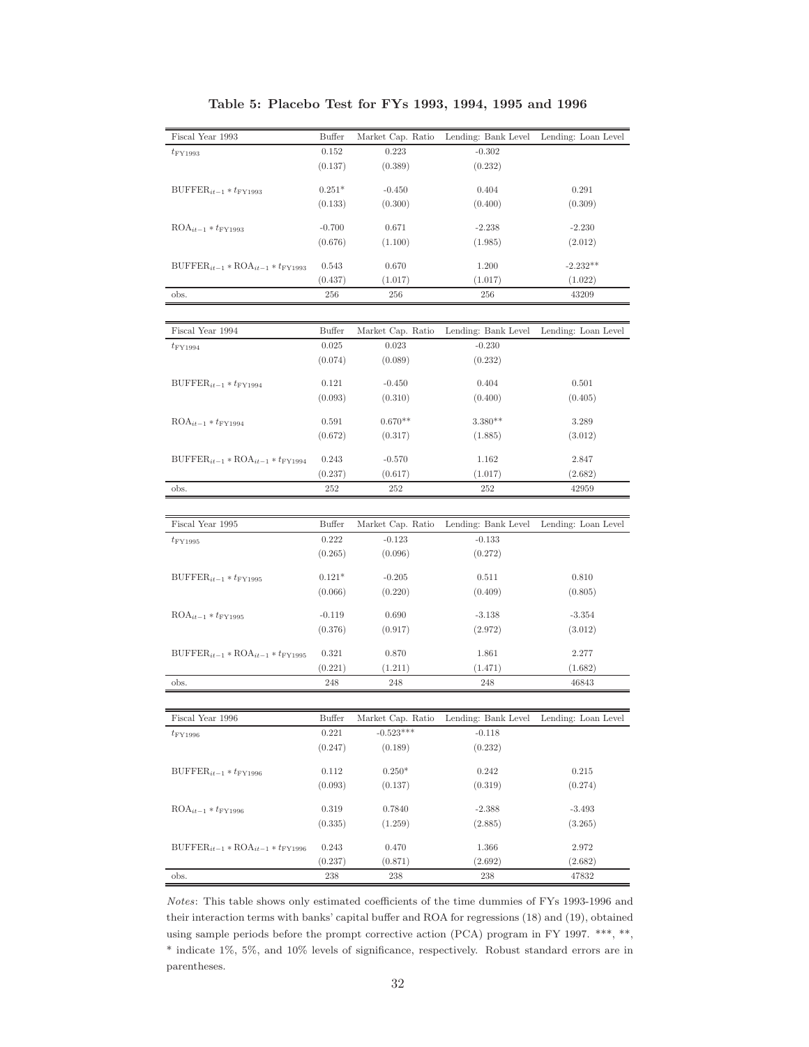**Table 5: Placebo Test for FYs 1993, 1994, 1995 and 1996**

| Fiscal Year 1993 | Buffer | Market Cap. Ratio | Lending: Bank Level | Lending: Loan Level |
|---|---|---|---|---|
| $t_{\text{FY1993}}$ | 0.152 | 0.223 | -0.302 | |
| | (0.137) | (0.389) | (0.232) | |
| $\text{BUFFER}_{it-1} * t_{\text{FY1993}}$ | 0.251* | -0.450 | 0.404 | 0.291 |
| | (0.133) | (0.300) | (0.400) | (0.309) |
| $\text{ROA}_{it-1} * t_{\text{FY1993}}$ | -0.700 | 0.671 | -2.238 | -2.230 |
| | (0.676) | (1.100) | (1.985) | (2.012) |
| $\text{BUFFER}_{it-1} * \text{ROA}_{it-1} * t_{\text{FY1993}}$ | 0.543 | 0.670 | 1.200 | -2.232** |
| | (0.437) | (1.017) | (1.017) | (1.022) |
| obs. | 256 | 256 | 256 | 43209 |

| Fiscal Year 1994 | Buffer | Market Cap. Ratio | Lending: Bank Level | Lending: Loan Level |
|---|---|---|---|---|
| $t_{\text{FY1994}}$ | 0.025 | 0.023 | -0.230 | |
| | (0.074) | (0.089) | (0.232) | |
| $\text{BUFFER}_{it-1} * t_{\text{FY1994}}$ | 0.121 | -0.450 | 0.404 | 0.501 |
| | (0.093) | (0.310) | (0.400) | (0.405) |
| $\text{ROA}_{it-1} * t_{\text{FY1994}}$ | 0.591 | 0.670** | 3.380** | 3.289 |
| | (0.672) | (0.317) | (1.885) | (3.012) |
| $\text{BUFFER}_{it-1} * \text{ROA}_{it-1} * t_{\text{FY1994}}$ | 0.243 | -0.570 | 1.162 | 2.847 |
| | (0.237) | (0.617) | (1.017) | (2.682) |
| obs. | 252 | 252 | 252 | 42959 |

| Fiscal Year 1995 | Buffer | Market Cap. Ratio | Lending: Bank Level | Lending: Loan Level |
|---|---|---|---|---|
| $t_{\text{FY1995}}$ | 0.222 | -0.123 | -0.133 | |
| | (0.265) | (0.096) | (0.272) | |
| $\text{BUFFER}_{it-1} * t_{\text{FY1995}}$ | 0.121* | -0.205 | 0.511 | 0.810 |
| | (0.066) | (0.220) | (0.409) | (0.805) |
| $\text{ROA}_{it-1} * t_{\text{FY1995}}$ | -0.119 | 0.690 | -3.138 | -3.354 |
| | (0.376) | (0.917) | (2.972) | (3.012) |
| $\text{BUFFER}_{it-1} * \text{ROA}_{it-1} * t_{\text{FY1995}}$ | 0.321 | 0.870 | 1.861 | 2.277 |
| | (0.221) | (1.211) | (1.471) | (1.682) |
| obs. | 248 | 248 | 248 | 46843 |

| Fiscal Year 1996 | Buffer | Market Cap. Ratio | Lending: Bank Level | Lending: Loan Level |
|---|---|---|---|---|
| $t_{\text{FY1996}}$ | 0.221 | -0.523*** | -0.118 | |
| | (0.247) | (0.189) | (0.232) | |
| $\text{BUFFER}_{it-1} * t_{\text{FY1996}}$ | 0.112 | 0.250* | 0.242 | 0.215 |
| | (0.093) | (0.137) | (0.319) | (0.274) |
| $\text{ROA}_{it-1} * t_{\text{FY1996}}$ | 0.319 | 0.7840 | -2.388 | -3.493 |
| | (0.335) | (1.259) | (2.885) | (3.265) |
| $\text{BUFFER}_{it-1} * \text{ROA}_{it-1} * t_{\text{FY1996}}$ | 0.243 | 0.470 | 1.366 | 2.972 |
| | (0.237) | (0.871) | (2.692) | (2.682) |
| obs. | 238 | 238 | 238 | 47832 |

*Notes*: This table shows only estimated coefficients of the time dummies of FYs 1993-1996 and their interaction terms with banks' capital buffer and ROA for regressions (18) and (19), obtained using sample periods before the prompt corrective action (PCA) program in FY 1997. ***, **, * indicate 1%, 5%, and 10% levels of significance, respectively. Robust standard errors are in parentheses.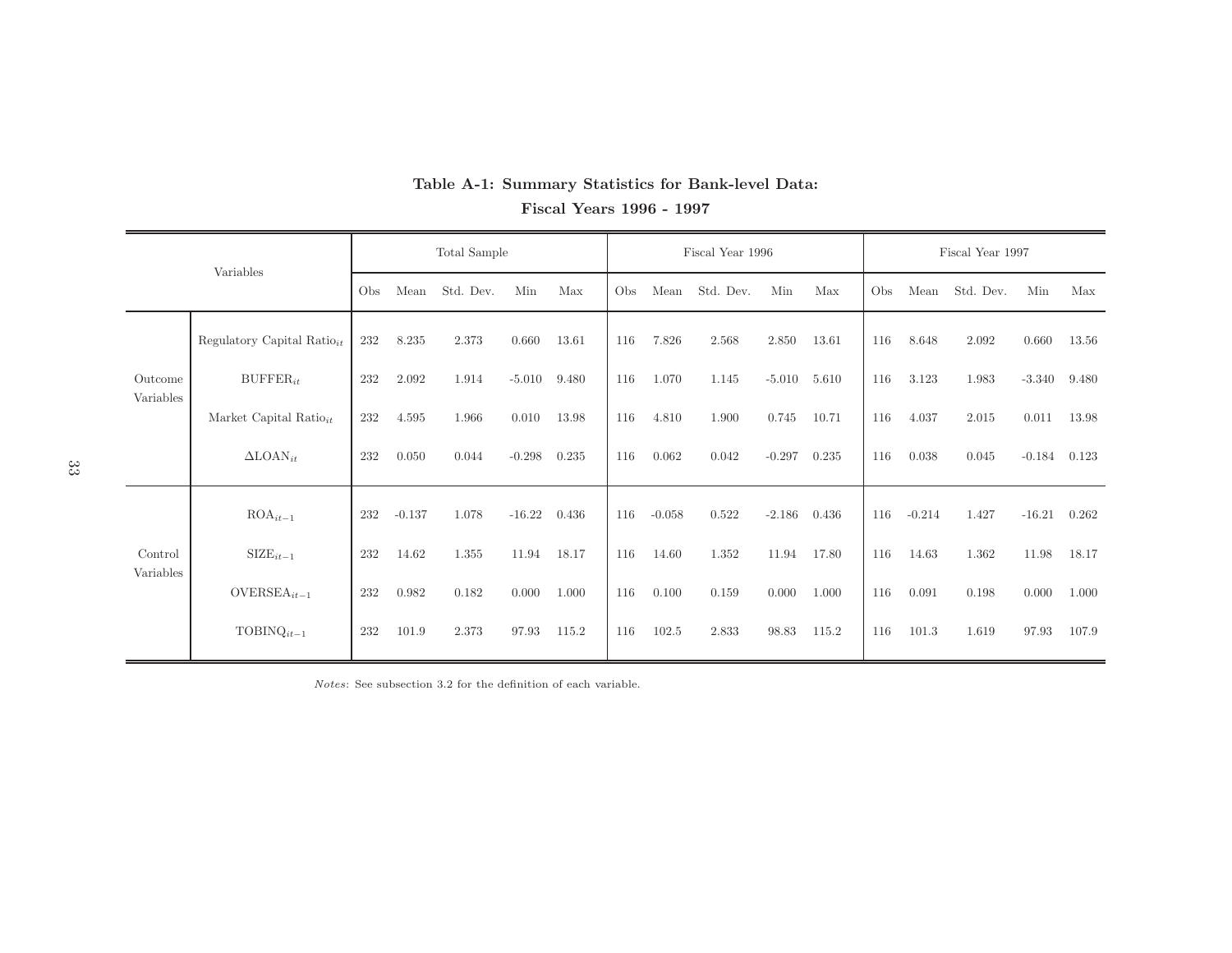**Table A-1: Summary Statistics for Bank-level Data: Fiscal Years 1996 - 1997**

| Variables | | Total Sample | | | | | Fiscal Year 1996 | | | | | Fiscal Year 1997 | | | | |
|---|---|---|---|---|---|---|---|---|---|---|---|---|---|---|---|---|
| | | Obs | Mean | Std. Dev. | Min | Max | Obs | Mean | Std. Dev. | Min | Max | Obs | Mean | Std. Dev. | Min | Max |
| Outcome Variables | Regulatory Capital Ratio$_{it}$ | 232 | 8.235 | 2.373 | 0.660 | 13.61 | 116 | 7.826 | 2.568 | 2.850 | 13.61 | 116 | 8.648 | 2.092 | 0.660 | 13.56 |
| | BUFFER$_{it}$ | 232 | 2.092 | 1.914 | -5.010 | 9.480 | 116 | 1.070 | 1.145 | -5.010 | 5.610 | 116 | 3.123 | 1.983 | -3.340 | 9.480 |
| | Market Capital Ratio$_{it}$ | 232 | 4.595 | 1.966 | 0.010 | 13.98 | 116 | 4.810 | 1.900 | 0.745 | 10.71 | 116 | 4.037 | 2.015 | 0.011 | 13.98 |
| | $\Delta$LOAN$_{it}$ | 232 | 0.050 | 0.044 | -0.298 | 0.235 | 116 | 0.062 | 0.042 | -0.297 | 0.235 | 116 | 0.038 | 0.045 | -0.184 | 0.123 |
| Control Variables | ROA$_{it-1}$ | 232 | -0.137 | 1.078 | -16.22 | 0.436 | 116 | -0.058 | 0.522 | -2.186 | 0.436 | 116 | -0.214 | 1.427 | -16.21 | 0.262 |
| | SIZE$_{it-1}$ | 232 | 14.62 | 1.355 | 11.94 | 18.17 | 116 | 14.60 | 1.352 | 11.94 | 17.80 | 116 | 14.63 | 1.362 | 11.98 | 18.17 |
| | OVERSEA$_{it-1}$ | 232 | 0.982 | 0.182 | 0.000 | 1.000 | 116 | 0.100 | 0.159 | 0.000 | 1.000 | 116 | 0.091 | 0.198 | 0.000 | 1.000 |
| | TOBINQ$_{it-1}$ | 232 | 101.9 | 2.373 | 97.93 | 115.2 | 116 | 102.5 | 2.833 | 98.83 | 115.2 | 116 | 101.3 | 1.619 | 97.93 | 107.9 |

*Notes*: See subsection 3.2 for the definition of each variable.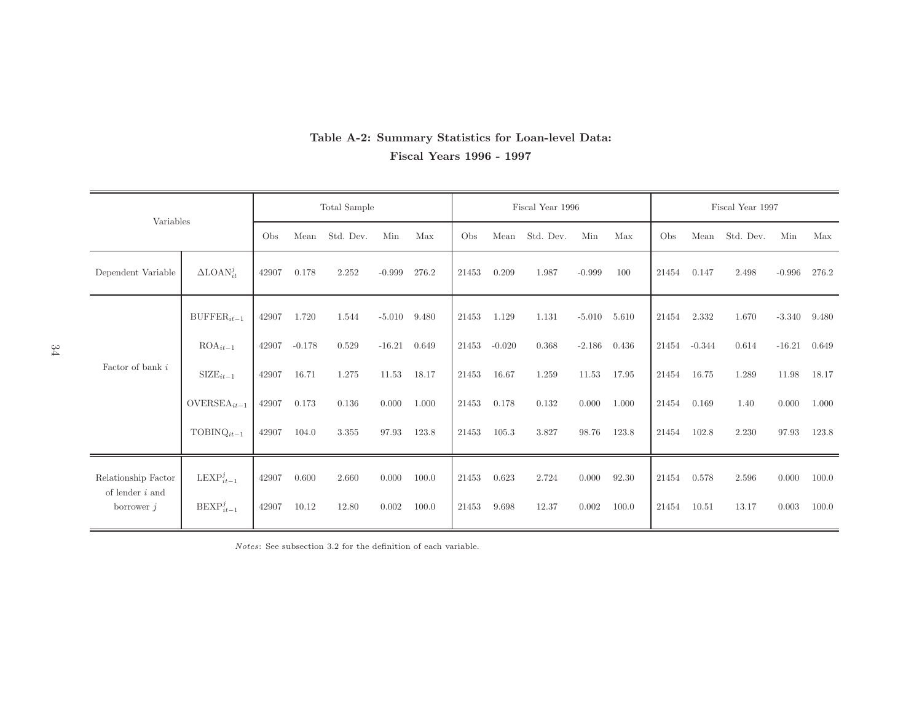**Table A-2: Summary Statistics for Loan-level Data: Fiscal Years 1996 - 1997**

| Variables | | Total Sample | | | | | Fiscal Year 1996 | | | | | Fiscal Year 1997 | | | | |
|---|---|---|---|---|---|---|---|---|---|---|---|---|---|---|---|---|
| | | Obs | Mean | Std. Dev. | Min | Max | Obs | Mean | Std. Dev. | Min | Max | Obs | Mean | Std. Dev. | Min | Max |
| Dependent Variable | $\Delta\text{LOAN}_{it}^{j}$ | 42907 | 0.178 | 2.252 | -0.999 | 276.2 | 21453 | 0.209 | 1.987 | -0.999 | 100 | 21454 | 0.147 | 2.498 | -0.996 | 276.2 |
| Factor of bank $i$ | $\text{BUFFER}_{it-1}$ | 42907 | 1.720 | 1.544 | -5.010 | 9.480 | 21453 | 1.129 | 1.131 | -5.010 | 5.610 | 21454 | 2.332 | 1.670 | -3.340 | 9.480 |
| | $\text{ROA}_{it-1}$ | 42907 | -0.178 | 0.529 | -16.21 | 0.649 | 21453 | -0.020 | 0.368 | -2.186 | 0.436 | 21454 | -0.344 | 0.614 | -16.21 | 0.649 |
| | $\text{SIZE}_{it-1}$ | 42907 | 16.71 | 1.275 | 11.53 | 18.17 | 21453 | 16.67 | 1.259 | 11.53 | 17.95 | 21454 | 16.75 | 1.289 | 11.98 | 18.17 |
| | $\text{OVERSEA}_{it-1}$ | 42907 | 0.173 | 0.136 | 0.000 | 1.000 | 21453 | 0.178 | 0.132 | 0.000 | 1.000 | 21454 | 0.169 | 1.40 | 0.000 | 1.000 |
| | $\text{TOBINQ}_{it-1}$ | 42907 | 104.0 | 3.355 | 97.93 | 123.8 | 21453 | 105.3 | 3.827 | 98.76 | 123.8 | 21454 | 102.8 | 2.230 | 97.93 | 123.8 |
| Relationship Factor of lender $i$ and borrower $j$ | $\text{LEXP}_{it-1}^{j}$ | 42907 | 0.600 | 2.660 | 0.000 | 100.0 | 21453 | 0.623 | 2.724 | 0.000 | 92.30 | 21454 | 0.578 | 2.596 | 0.000 | 100.0 |
| | $\text{BEXP}_{it-1}^{j}$ | 42907 | 10.12 | 12.80 | 0.002 | 100.0 | 21453 | 9.698 | 12.37 | 0.002 | 100.0 | 21454 | 10.51 | 13.17 | 0.003 | 100.0 |

*Notes*: See subsection 3.2 for the definition of each variable.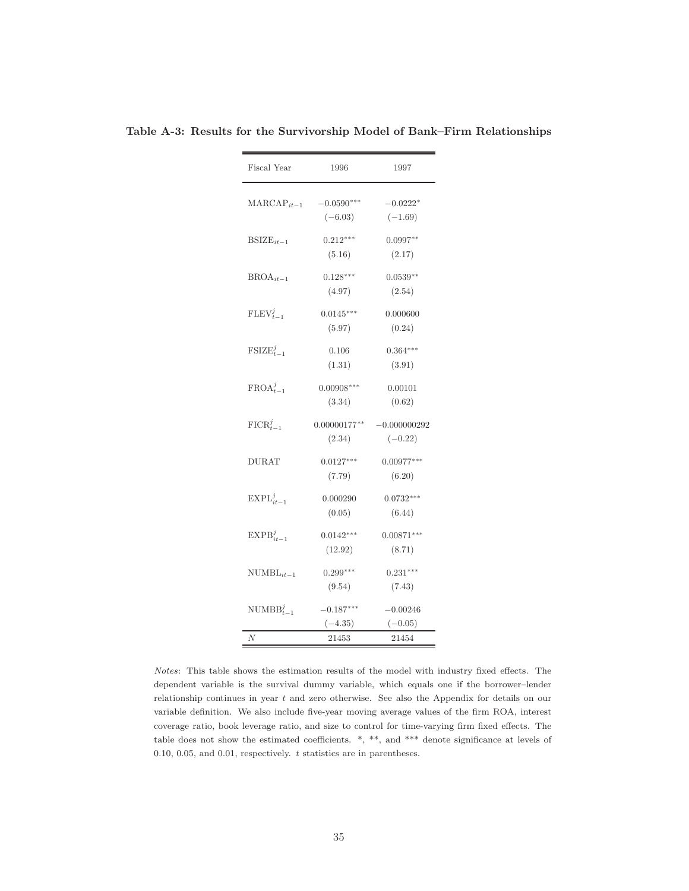**Table A-3: Results for the Survivorship Model of Bank–Firm Relationships**

| Fiscal Year | 1996 | 1997 |
|---|---|---|
| $\text{MARCAP}_{it-1}$ | $-0.0590^{***}$ | $-0.0222^{*}$ |
| | $(-6.03)$ | $(-1.69)$ |
| $\text{BSIZE}_{it-1}$ | $0.212^{***}$ | $0.0997^{**}$ |
| | $(5.16)$ | $(2.17)$ |
| $\text{BROA}_{it-1}$ | $0.128^{***}$ | $0.0539^{**}$ |
| | $(4.97)$ | $(2.54)$ |
| $\text{FLEV}^{j}_{t-1}$ | $0.0145^{***}$ | $0.000600$ |
| | $(5.97)$ | $(0.24)$ |
| $\text{FSIZE}^{j}_{t-1}$ | $0.106$ | $0.364^{***}$ |
| | $(1.31)$ | $(3.91)$ |
| $\text{FROA}^{j}_{t-1}$ | $0.00908^{***}$ | $0.00101$ |
| | $(3.34)$ | $(0.62)$ |
| $\text{FICR}^{j}_{t-1}$ | $0.00000177^{**}$ | $-0.000000292$ |
| | $(2.34)$ | $(-0.22)$ |
| DURAT | $0.0127^{***}$ | $0.00977^{***}$ |
| | $(7.79)$ | $(6.20)$ |
| $\text{EXPL}^{j}_{it-1}$ | $0.000290$ | $0.0732^{***}$ |
| | $(0.05)$ | $(6.44)$ |
| $\text{EXPB}^{j}_{it-1}$ | $0.0142^{***}$ | $0.00871^{***}$ |
| | $(12.92)$ | $(8.71)$ |
| $\text{NUMBL}_{it-1}$ | $0.299^{***}$ | $0.231^{***}$ |
| | $(9.54)$ | $(7.43)$ |
| $\text{NUMBB}^{j}_{t-1}$ | $-0.187^{***}$ | $-0.00246$ |
| | $(-4.35)$ | $(-0.05)$ |
| $N$ | 21453 | 21454 |

*Notes*: This table shows the estimation results of the model with industry fixed effects. The dependent variable is the survival dummy variable, which equals one if the borrower–lender relationship continues in year $t$ and zero otherwise. See also the Appendix for details on our variable definition. We also include five-year moving average values of the firm ROA, interest coverage ratio, book leverage ratio, and size to control for time-varying firm fixed effects. The table does not show the estimated coefficients. *, **, and *** denote significance at levels of 0.10, 0.05, and 0.01, respectively. $t$ statistics are in parentheses.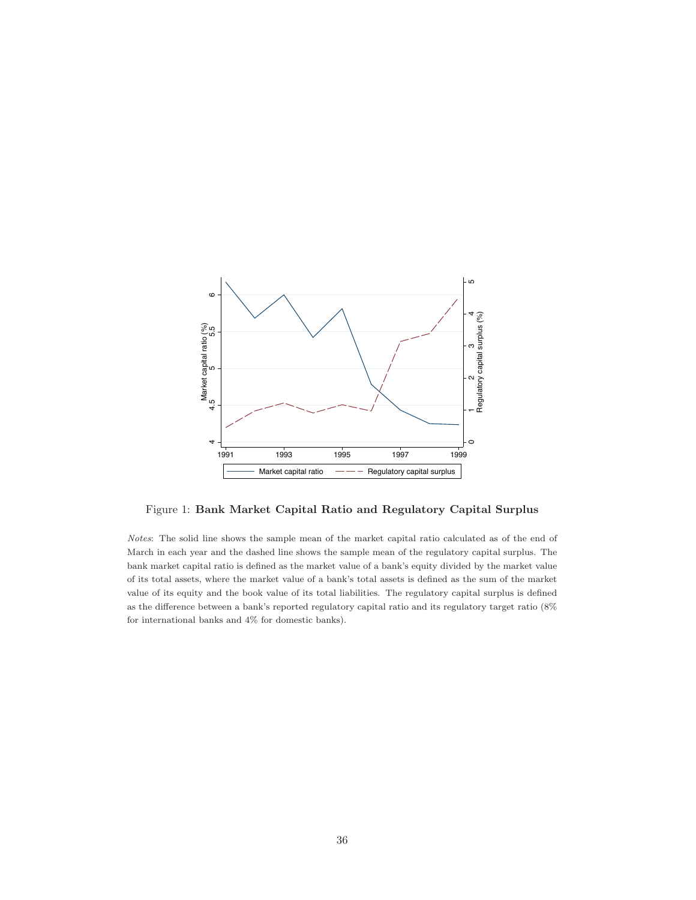Figure 1: **Bank Market Capital Ratio and Regulatory Capital Surplus**

*Notes*: The solid line shows the sample mean of the market capital ratio calculated as of the end of March in each year and the dashed line shows the sample mean of the regulatory capital surplus. The bank market capital ratio is defined as the market value of a bank's equity divided by the market value of its total assets, where the market value of a bank's total assets is defined as the sum of the market value of its equity and the book value of its total liabilities. The regulatory capital surplus is defined as the difference between a bank's reported regulatory capital ratio and its regulatory target ratio (8% for international banks and 4% for domestic banks).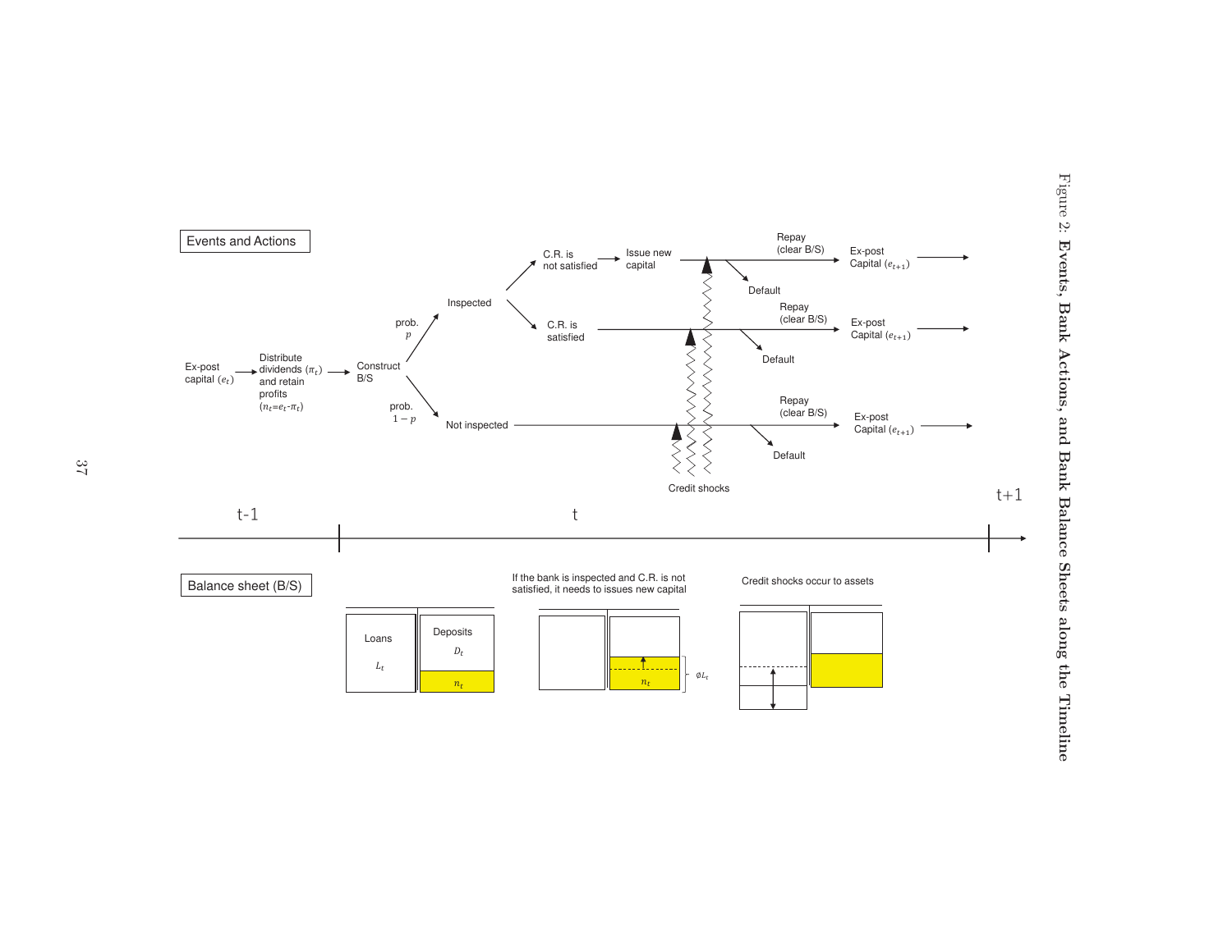Events and Actions

Ex-post capital ($e_t$) → Distribute dividends ($\pi_t$) and retain profits ($n_t$=$e_t$-$\pi_t$) → Construct B/S

prob. $p$ → Inspected

- C.R. is not satisfied → Issue new capital → Repay (clear B/S) → Ex-post Capital ($e_{t+1}$) / Default
- C.R. is satisfied → Repay (clear B/S) → Ex-post Capital ($e_{t+1}$) / Default

prob. $1-p$ → Not inspected → Repay (clear B/S) → Ex-post Capital ($e_{t+1}$) / Default

Credit shocks

t-1 | t | t+1

Balance sheet (B/S)

Loans $L_t$ | Deposits $D_t$, $n_t$

If the bank is inspected and C.R. is not satisfied, it needs to issues new capital ($n_t$, $\phi L_t$)

Credit shocks occur to assets

Figure 2: Events, Bank Actions, and Bank Balance Sheets along the Timeline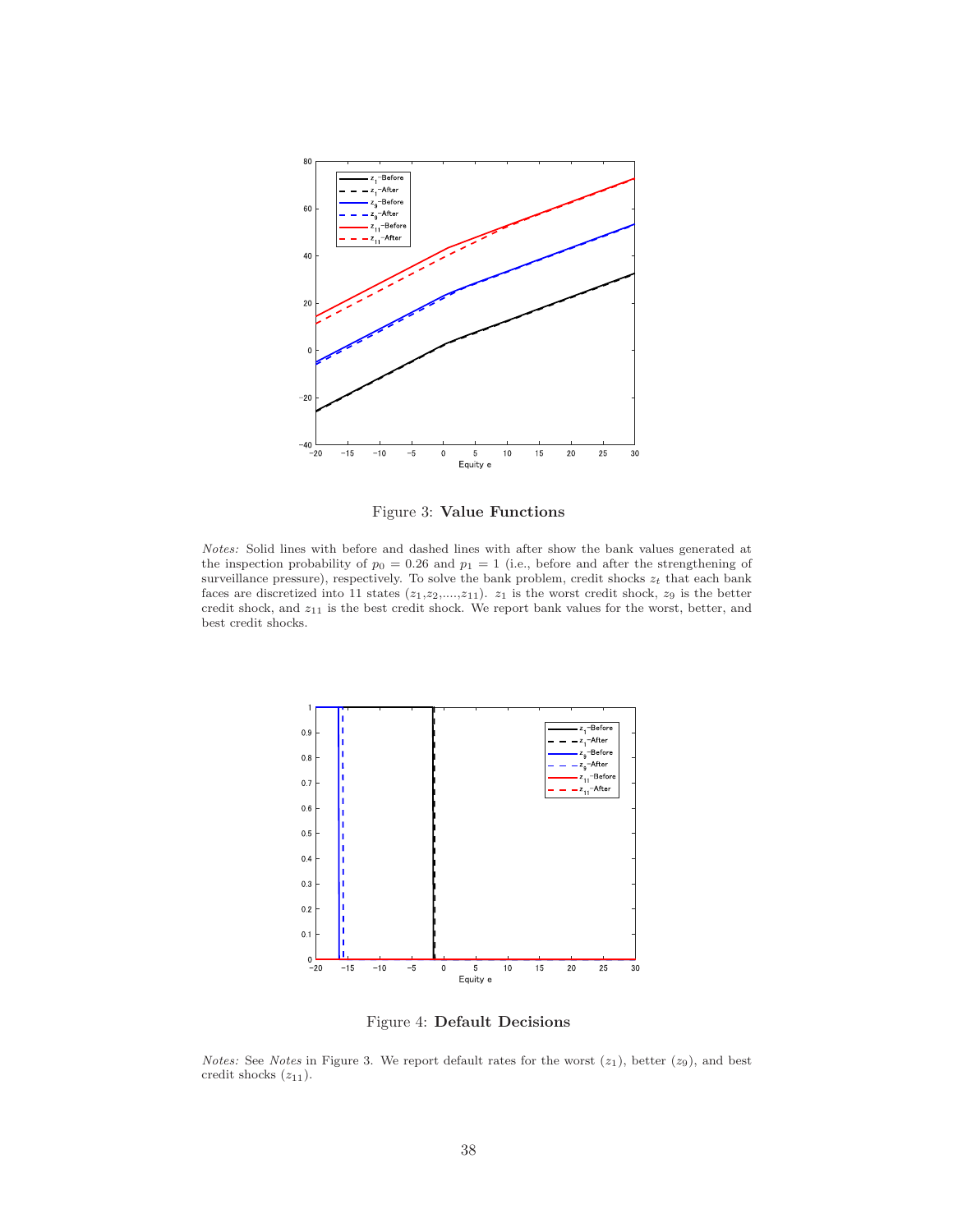Figure 3: **Value Functions**

*Notes:* Solid lines with before and dashed lines with after show the bank values generated at the inspection probability of $p_0 = 0.26$ and $p_1 = 1$ (i.e., before and after the strengthening of surveillance pressure), respectively. To solve the bank problem, credit shocks $z_t$ that each bank faces are discretized into 11 states ($z_1$,$z_2$,....,$z_{11}$). $z_1$ is the worst credit shock, $z_9$ is the better credit shock, and $z_{11}$ is the best credit shock. We report bank values for the worst, better, and best credit shocks.

Figure 4: **Default Decisions**

*Notes:* See *Notes* in Figure 3. We report default rates for the worst ($z_1$), better ($z_9$), and best credit shocks ($z_{11}$).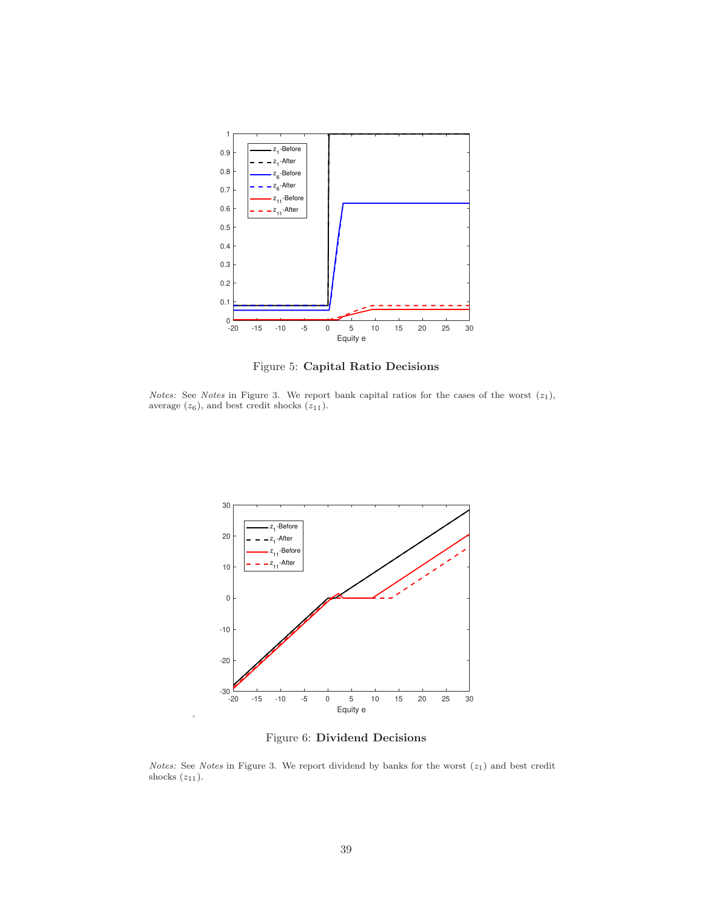Figure 5: **Capital Ratio Decisions**

*Notes:* See *Notes* in Figure 3. We report bank capital ratios for the cases of the worst ($z_1$), average ($z_6$), and best credit shocks ($z_{11}$).

Figure 6: **Dividend Decisions**

*Notes:* See *Notes* in Figure 3. We report dividend by banks for the worst ($z_1$) and best credit shocks ($z_{11}$).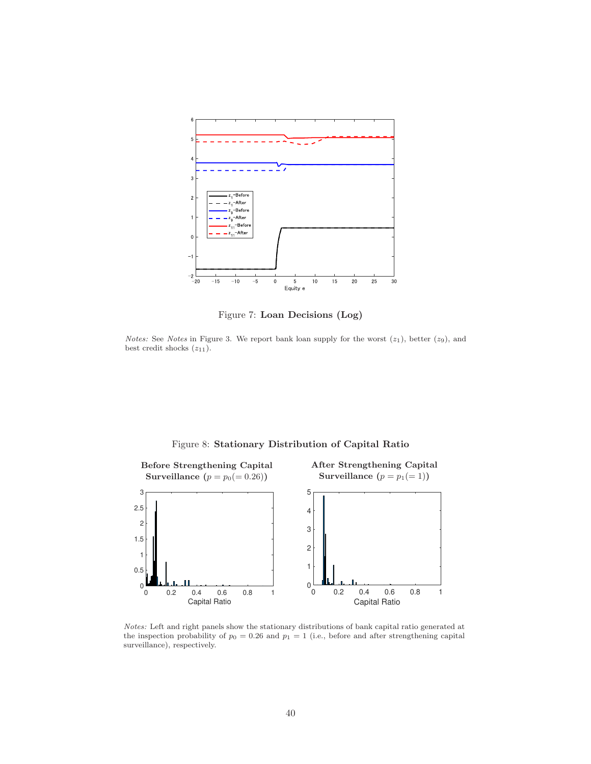Figure 7: **Loan Decisions (Log)**

*Notes:* See *Notes* in Figure 3. We report bank loan supply for the worst ($z_1$), better ($z_9$), and best credit shocks ($z_{11}$).

Figure 8: **Stationary Distribution of Capital Ratio**

**Before Strengthening Capital Surveillance** ($p = p_0 (= 0.26)$)

**After Strengthening Capital Surveillance** ($p = p_1 (= 1)$)

*Notes:* Left and right panels show the stationary distributions of bank capital ratio generated at the inspection probability of $p_0 = 0.26$ and $p_1 = 1$ (i.e., before and after strengthening capital surveillance), respectively.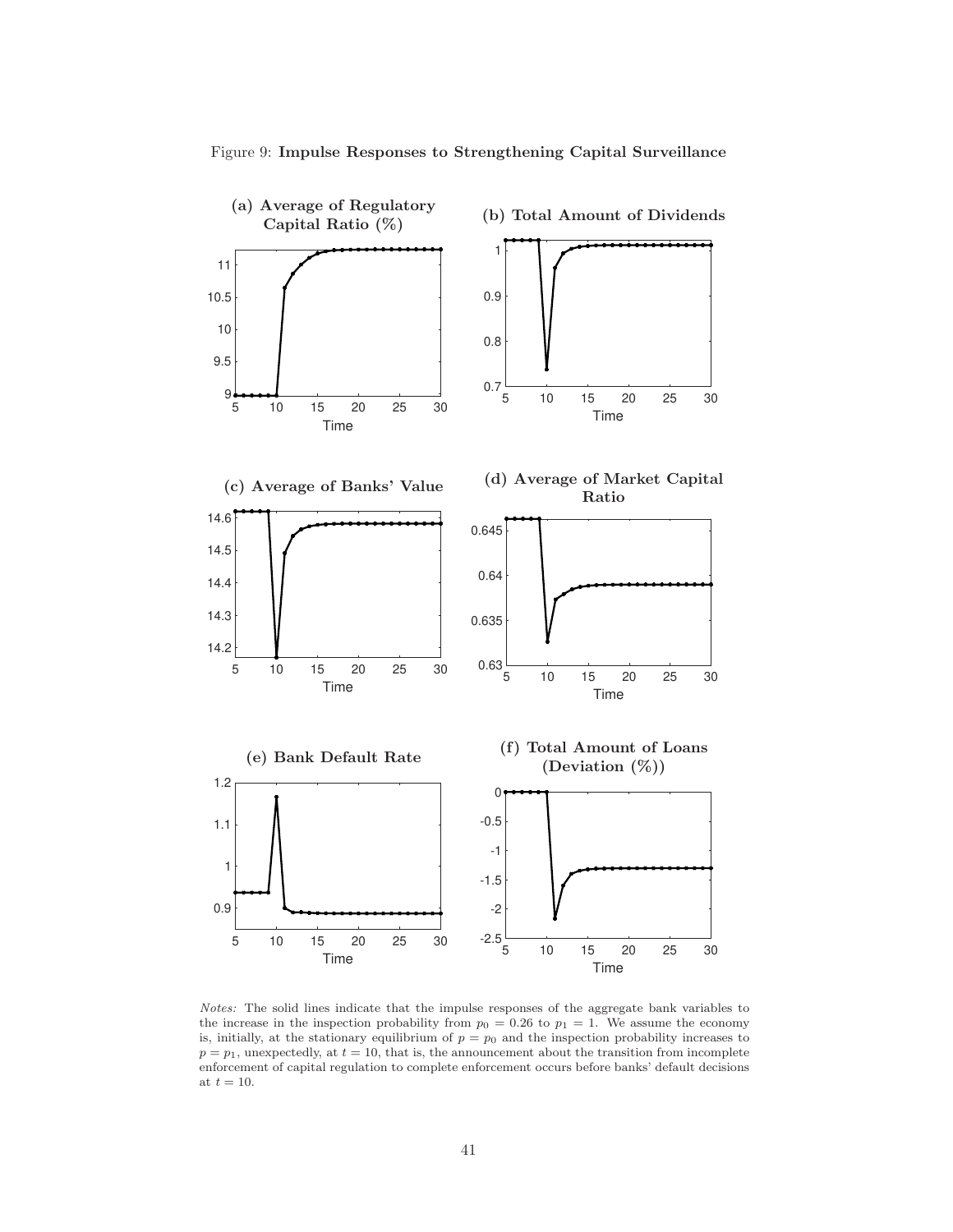Figure 9: **Impulse Responses to Strengthening Capital Surveillance**

**(a) Average of Regulatory Capital Ratio (%)**

11
10.5
10
9.5
9
5 10 15 20 25 30
Time

**(b) Total Amount of Dividends**

1
0.9
0.8
0.7
5 10 15 20 25 30
Time

**(c) Average of Banks' Value**

14.6
14.5
14.4
14.3
14.2
5 10 15 20 25 30
Time

**(d) Average of Market Capital Ratio**

0.645
0.64
0.635
0.63
5 10 15 20 25 30
Time

**(e) Bank Default Rate**

1.2
1.1
1
0.9
5 10 15 20 25 30
Time

**(f) Total Amount of Loans (Deviation (%))**

0
-0.5
-1
-1.5
-2
-2.5
5 10 15 20 25 30
Time

*Notes:* The solid lines indicate that the impulse responses of the aggregate bank variables to the increase in the inspection probability from $p_0 = 0.26$ to $p_1 = 1$. We assume the economy is, initially, at the stationary equilibrium of $p = p_0$ and the inspection probability increases to $p = p_1$, unexpectedly, at $t = 10$, that is, the announcement about the transition from incomplete enforcement of capital regulation to complete enforcement occurs before banks' default decisions at $t = 10$.